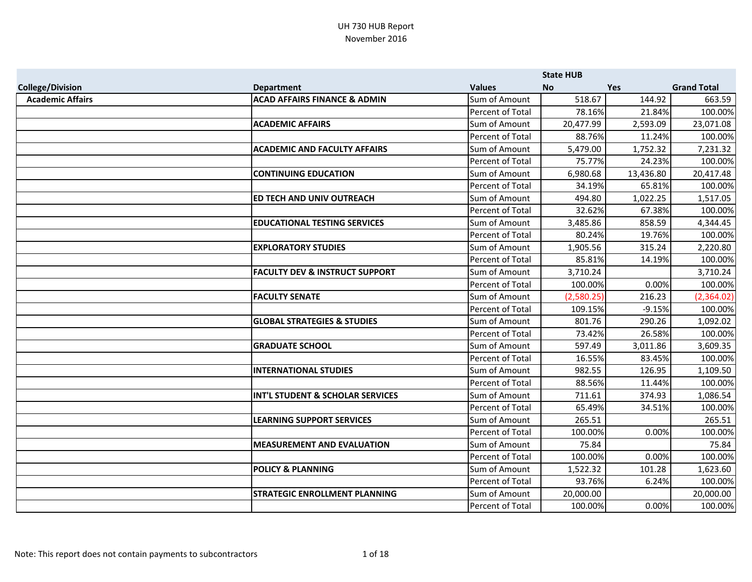UH 730 HUB Report
November 2016

| College/Division | Department | Values | State HUB No | Yes | Grand Total |
|---|---|---|---|---|---|
| Academic Affairs | ACAD AFFAIRS FINANCE & ADMIN | Sum of Amount | 518.67 | 144.92 | 663.59 |
| | | Percent of Total | 78.16% | 21.84% | 100.00% |
| | ACADEMIC AFFAIRS | Sum of Amount | 20,477.99 | 2,593.09 | 23,071.08 |
| | | Percent of Total | 88.76% | 11.24% | 100.00% |
| | ACADEMIC AND FACULTY AFFAIRS | Sum of Amount | 5,479.00 | 1,752.32 | 7,231.32 |
| | | Percent of Total | 75.77% | 24.23% | 100.00% |
| | CONTINUING EDUCATION | Sum of Amount | 6,980.68 | 13,436.80 | 20,417.48 |
| | | Percent of Total | 34.19% | 65.81% | 100.00% |
| | ED TECH AND UNIV OUTREACH | Sum of Amount | 494.80 | 1,022.25 | 1,517.05 |
| | | Percent of Total | 32.62% | 67.38% | 100.00% |
| | EDUCATIONAL TESTING SERVICES | Sum of Amount | 3,485.86 | 858.59 | 4,344.45 |
| | | Percent of Total | 80.24% | 19.76% | 100.00% |
| | EXPLORATORY STUDIES | Sum of Amount | 1,905.56 | 315.24 | 2,220.80 |
| | | Percent of Total | 85.81% | 14.19% | 100.00% |
| | FACULTY DEV & INSTRUCT SUPPORT | Sum of Amount | 3,710.24 | | 3,710.24 |
| | | Percent of Total | 100.00% | 0.00% | 100.00% |
| | FACULTY SENATE | Sum of Amount | (2,580.25) | 216.23 | (2,364.02) |
| | | Percent of Total | 109.15% | -9.15% | 100.00% |
| | GLOBAL STRATEGIES & STUDIES | Sum of Amount | 801.76 | 290.26 | 1,092.02 |
| | | Percent of Total | 73.42% | 26.58% | 100.00% |
| | GRADUATE SCHOOL | Sum of Amount | 597.49 | 3,011.86 | 3,609.35 |
| | | Percent of Total | 16.55% | 83.45% | 100.00% |
| | INTERNATIONAL STUDIES | Sum of Amount | 982.55 | 126.95 | 1,109.50 |
| | | Percent of Total | 88.56% | 11.44% | 100.00% |
| | INT'L STUDENT & SCHOLAR SERVICES | Sum of Amount | 711.61 | 374.93 | 1,086.54 |
| | | Percent of Total | 65.49% | 34.51% | 100.00% |
| | LEARNING SUPPORT SERVICES | Sum of Amount | 265.51 | | 265.51 |
| | | Percent of Total | 100.00% | 0.00% | 100.00% |
| | MEASUREMENT AND EVALUATION | Sum of Amount | 75.84 | | 75.84 |
| | | Percent of Total | 100.00% | 0.00% | 100.00% |
| | POLICY & PLANNING | Sum of Amount | 1,522.32 | 101.28 | 1,623.60 |
| | | Percent of Total | 93.76% | 6.24% | 100.00% |
| | STRATEGIC ENROLLMENT PLANNING | Sum of Amount | 20,000.00 | | 20,000.00 |
| | | Percent of Total | 100.00% | 0.00% | 100.00% |

Note: This report does not contain payments to subcontractors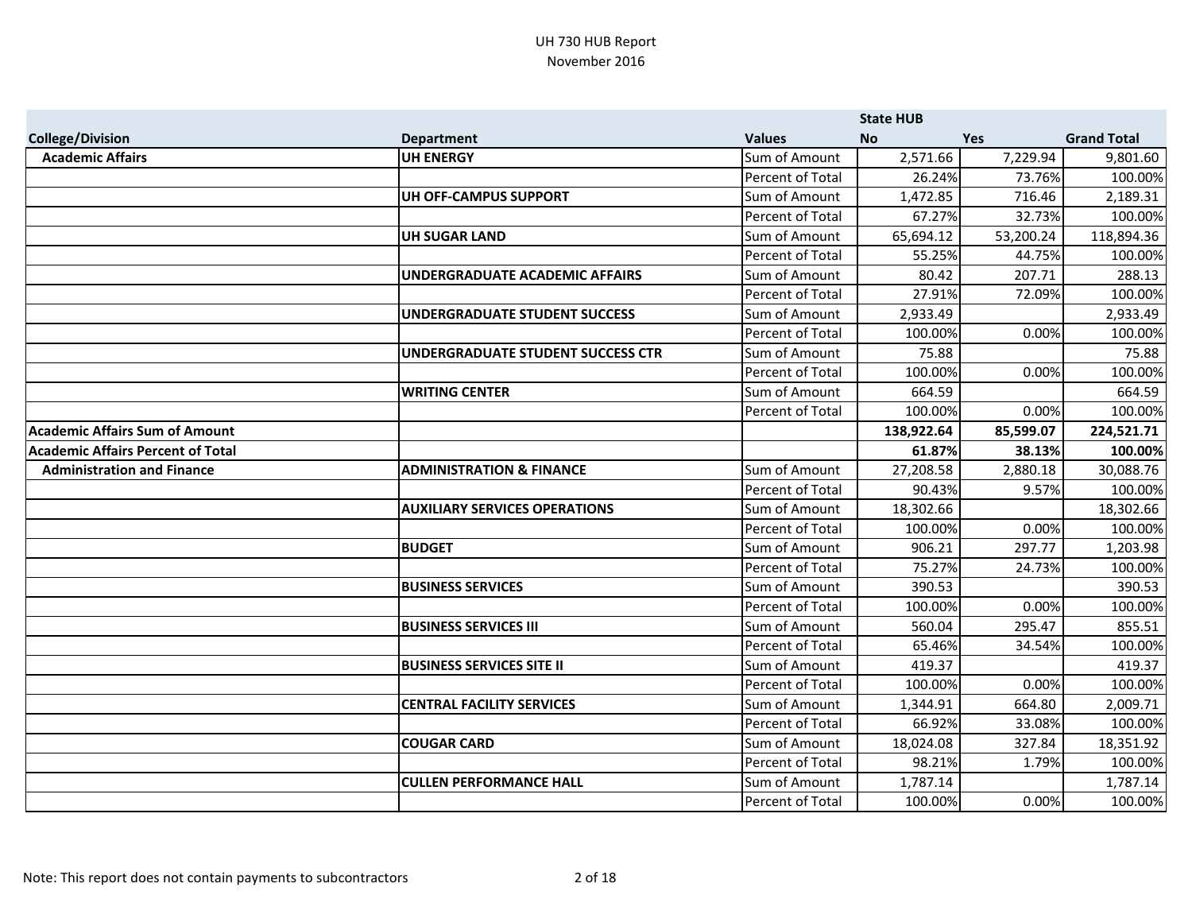UH 730 HUB Report
November 2016

| | | | State HUB | | |
|---|---|---|---|---|---|
| **College/Division** | **Department** | **Values** | **No** | **Yes** | **Grand Total** |
| **Academic Affairs** | **UH ENERGY** | Sum of Amount | 2,571.66 | 7,229.94 | 9,801.60 |
| | | Percent of Total | 26.24% | 73.76% | 100.00% |
| | **UH OFF-CAMPUS SUPPORT** | Sum of Amount | 1,472.85 | 716.46 | 2,189.31 |
| | | Percent of Total | 67.27% | 32.73% | 100.00% |
| | **UH SUGAR LAND** | Sum of Amount | 65,694.12 | 53,200.24 | 118,894.36 |
| | | Percent of Total | 55.25% | 44.75% | 100.00% |
| | **UNDERGRADUATE ACADEMIC AFFAIRS** | Sum of Amount | 80.42 | 207.71 | 288.13 |
| | | Percent of Total | 27.91% | 72.09% | 100.00% |
| | **UNDERGRADUATE STUDENT SUCCESS** | Sum of Amount | 2,933.49 | | 2,933.49 |
| | | Percent of Total | 100.00% | 0.00% | 100.00% |
| | **UNDERGRADUATE STUDENT SUCCESS CTR** | Sum of Amount | 75.88 | | 75.88 |
| | | Percent of Total | 100.00% | 0.00% | 100.00% |
| | **WRITING CENTER** | Sum of Amount | 664.59 | | 664.59 |
| | | Percent of Total | 100.00% | 0.00% | 100.00% |
| **Academic Affairs Sum of Amount** | | | **138,922.64** | **85,599.07** | **224,521.71** |
| **Academic Affairs Percent of Total** | | | **61.87%** | **38.13%** | **100.00%** |
| **Administration and Finance** | **ADMINISTRATION & FINANCE** | Sum of Amount | 27,208.58 | 2,880.18 | 30,088.76 |
| | | Percent of Total | 90.43% | 9.57% | 100.00% |
| | **AUXILIARY SERVICES OPERATIONS** | Sum of Amount | 18,302.66 | | 18,302.66 |
| | | Percent of Total | 100.00% | 0.00% | 100.00% |
| | **BUDGET** | Sum of Amount | 906.21 | 297.77 | 1,203.98 |
| | | Percent of Total | 75.27% | 24.73% | 100.00% |
| | **BUSINESS SERVICES** | Sum of Amount | 390.53 | | 390.53 |
| | | Percent of Total | 100.00% | 0.00% | 100.00% |
| | **BUSINESS SERVICES III** | Sum of Amount | 560.04 | 295.47 | 855.51 |
| | | Percent of Total | 65.46% | 34.54% | 100.00% |
| | **BUSINESS SERVICES SITE II** | Sum of Amount | 419.37 | | 419.37 |
| | | Percent of Total | 100.00% | 0.00% | 100.00% |
| | **CENTRAL FACILITY SERVICES** | Sum of Amount | 1,344.91 | 664.80 | 2,009.71 |
| | | Percent of Total | 66.92% | 33.08% | 100.00% |
| | **COUGAR CARD** | Sum of Amount | 18,024.08 | 327.84 | 18,351.92 |
| | | Percent of Total | 98.21% | 1.79% | 100.00% |
| | **CULLEN PERFORMANCE HALL** | Sum of Amount | 1,787.14 | | 1,787.14 |
| | | Percent of Total | 100.00% | 0.00% | 100.00% |

Note: This report does not contain payments to subcontractors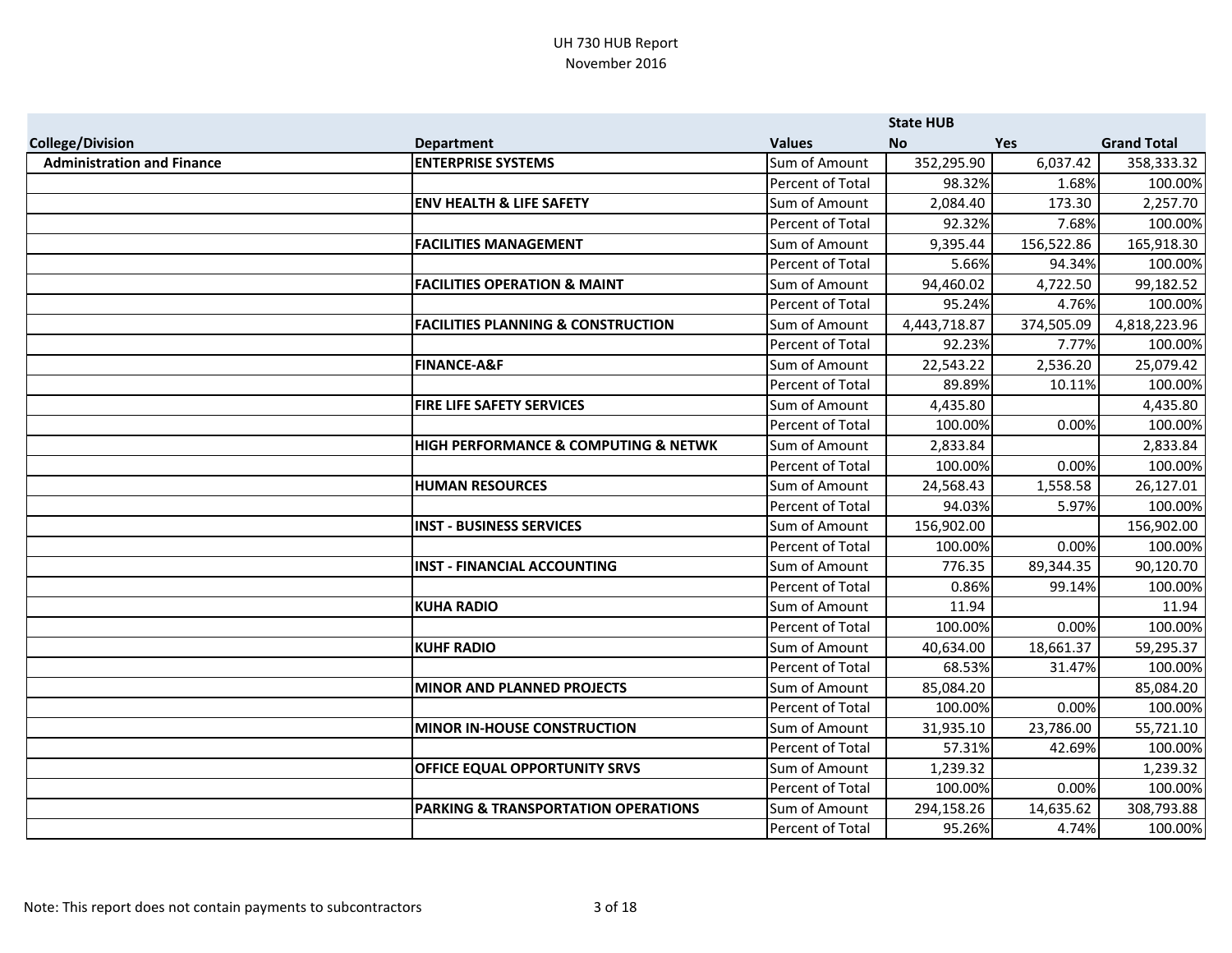UH 730 HUB Report
November 2016

| College/Division | Department | Values | State HUB No | Yes | Grand Total |
|---|---|---|---|---|---|
| **Administration and Finance** | **ENTERPRISE SYSTEMS** | Sum of Amount | 352,295.90 | 6,037.42 | 358,333.32 |
| | | Percent of Total | 98.32% | 1.68% | 100.00% |
| | **ENV HEALTH & LIFE SAFETY** | Sum of Amount | 2,084.40 | 173.30 | 2,257.70 |
| | | Percent of Total | 92.32% | 7.68% | 100.00% |
| | **FACILITIES MANAGEMENT** | Sum of Amount | 9,395.44 | 156,522.86 | 165,918.30 |
| | | Percent of Total | 5.66% | 94.34% | 100.00% |
| | **FACILITIES OPERATION & MAINT** | Sum of Amount | 94,460.02 | 4,722.50 | 99,182.52 |
| | | Percent of Total | 95.24% | 4.76% | 100.00% |
| | **FACILITIES PLANNING & CONSTRUCTION** | Sum of Amount | 4,443,718.87 | 374,505.09 | 4,818,223.96 |
| | | Percent of Total | 92.23% | 7.77% | 100.00% |
| | **FINANCE-A&F** | Sum of Amount | 22,543.22 | 2,536.20 | 25,079.42 |
| | | Percent of Total | 89.89% | 10.11% | 100.00% |
| | **FIRE LIFE SAFETY SERVICES** | Sum of Amount | 4,435.80 | | 4,435.80 |
| | | Percent of Total | 100.00% | 0.00% | 100.00% |
| | **HIGH PERFORMANCE & COMPUTING & NETWK** | Sum of Amount | 2,833.84 | | 2,833.84 |
| | | Percent of Total | 100.00% | 0.00% | 100.00% |
| | **HUMAN RESOURCES** | Sum of Amount | 24,568.43 | 1,558.58 | 26,127.01 |
| | | Percent of Total | 94.03% | 5.97% | 100.00% |
| | **INST - BUSINESS SERVICES** | Sum of Amount | 156,902.00 | | 156,902.00 |
| | | Percent of Total | 100.00% | 0.00% | 100.00% |
| | **INST - FINANCIAL ACCOUNTING** | Sum of Amount | 776.35 | 89,344.35 | 90,120.70 |
| | | Percent of Total | 0.86% | 99.14% | 100.00% |
| | **KUHA RADIO** | Sum of Amount | 11.94 | | 11.94 |
| | | Percent of Total | 100.00% | 0.00% | 100.00% |
| | **KUHF RADIO** | Sum of Amount | 40,634.00 | 18,661.37 | 59,295.37 |
| | | Percent of Total | 68.53% | 31.47% | 100.00% |
| | **MINOR AND PLANNED PROJECTS** | Sum of Amount | 85,084.20 | | 85,084.20 |
| | | Percent of Total | 100.00% | 0.00% | 100.00% |
| | **MINOR IN-HOUSE CONSTRUCTION** | Sum of Amount | 31,935.10 | 23,786.00 | 55,721.10 |
| | | Percent of Total | 57.31% | 42.69% | 100.00% |
| | **OFFICE EQUAL OPPORTUNITY SRVS** | Sum of Amount | 1,239.32 | | 1,239.32 |
| | | Percent of Total | 100.00% | 0.00% | 100.00% |
| | **PARKING & TRANSPORTATION OPERATIONS** | Sum of Amount | 294,158.26 | 14,635.62 | 308,793.88 |
| | | Percent of Total | 95.26% | 4.74% | 100.00% |

Note: This report does not contain payments to subcontractors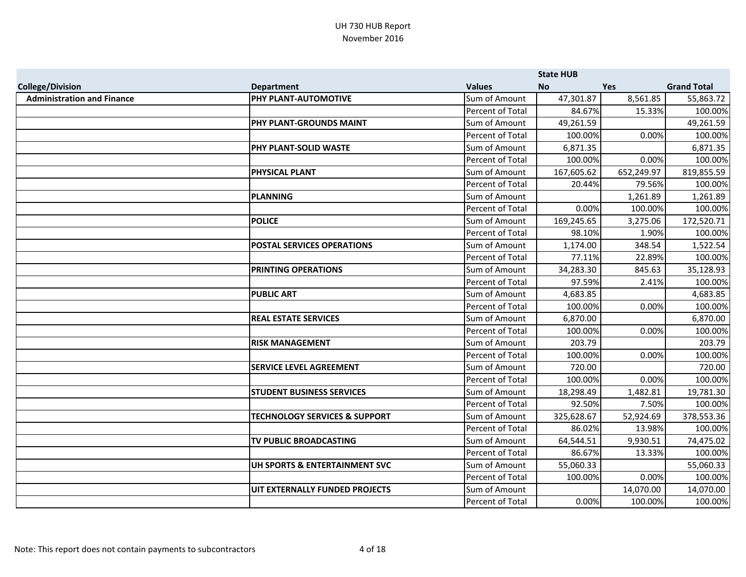UH 730 HUB Report
November 2016

| College/Division | Department | Values | State HUB No | Yes | Grand Total |
|---|---|---|---|---|---|
| Administration and Finance | PHY PLANT-AUTOMOTIVE | Sum of Amount | 47,301.87 | 8,561.85 | 55,863.72 |
| | | Percent of Total | 84.67% | 15.33% | 100.00% |
| | PHY PLANT-GROUNDS MAINT | Sum of Amount | 49,261.59 | | 49,261.59 |
| | | Percent of Total | 100.00% | 0.00% | 100.00% |
| | PHY PLANT-SOLID WASTE | Sum of Amount | 6,871.35 | | 6,871.35 |
| | | Percent of Total | 100.00% | 0.00% | 100.00% |
| | PHYSICAL PLANT | Sum of Amount | 167,605.62 | 652,249.97 | 819,855.59 |
| | | Percent of Total | 20.44% | 79.56% | 100.00% |
| | PLANNING | Sum of Amount | | 1,261.89 | 1,261.89 |
| | | Percent of Total | 0.00% | 100.00% | 100.00% |
| | POLICE | Sum of Amount | 169,245.65 | 3,275.06 | 172,520.71 |
| | | Percent of Total | 98.10% | 1.90% | 100.00% |
| | POSTAL SERVICES OPERATIONS | Sum of Amount | 1,174.00 | 348.54 | 1,522.54 |
| | | Percent of Total | 77.11% | 22.89% | 100.00% |
| | PRINTING OPERATIONS | Sum of Amount | 34,283.30 | 845.63 | 35,128.93 |
| | | Percent of Total | 97.59% | 2.41% | 100.00% |
| | PUBLIC ART | Sum of Amount | 4,683.85 | | 4,683.85 |
| | | Percent of Total | 100.00% | 0.00% | 100.00% |
| | REAL ESTATE SERVICES | Sum of Amount | 6,870.00 | | 6,870.00 |
| | | Percent of Total | 100.00% | 0.00% | 100.00% |
| | RISK MANAGEMENT | Sum of Amount | 203.79 | | 203.79 |
| | | Percent of Total | 100.00% | 0.00% | 100.00% |
| | SERVICE LEVEL AGREEMENT | Sum of Amount | 720.00 | | 720.00 |
| | | Percent of Total | 100.00% | 0.00% | 100.00% |
| | STUDENT BUSINESS SERVICES | Sum of Amount | 18,298.49 | 1,482.81 | 19,781.30 |
| | | Percent of Total | 92.50% | 7.50% | 100.00% |
| | TECHNOLOGY SERVICES & SUPPORT | Sum of Amount | 325,628.67 | 52,924.69 | 378,553.36 |
| | | Percent of Total | 86.02% | 13.98% | 100.00% |
| | TV PUBLIC BROADCASTING | Sum of Amount | 64,544.51 | 9,930.51 | 74,475.02 |
| | | Percent of Total | 86.67% | 13.33% | 100.00% |
| | UH SPORTS & ENTERTAINMENT SVC | Sum of Amount | 55,060.33 | | 55,060.33 |
| | | Percent of Total | 100.00% | 0.00% | 100.00% |
| | UIT EXTERNALLY FUNDED PROJECTS | Sum of Amount | | 14,070.00 | 14,070.00 |
| | | Percent of Total | 0.00% | 100.00% | 100.00% |

Note: This report does not contain payments to subcontractors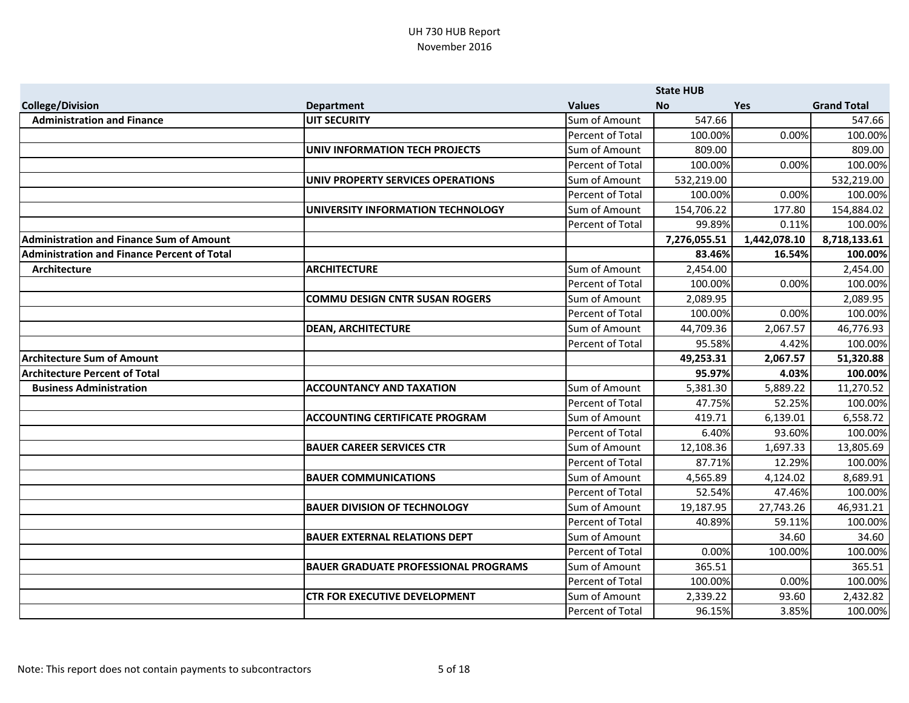# UH 730 HUB Report
## November 2016

| | | | State HUB | | |
|---|---|---|---|---|---|
| **College/Division** | **Department** | **Values** | **No** | **Yes** | **Grand Total** |
| **Administration and Finance** | **UIT SECURITY** | Sum of Amount | 547.66 | | 547.66 |
| | | Percent of Total | 100.00% | 0.00% | 100.00% |
| | **UNIV INFORMATION TECH PROJECTS** | Sum of Amount | 809.00 | | 809.00 |
| | | Percent of Total | 100.00% | 0.00% | 100.00% |
| | **UNIV PROPERTY SERVICES OPERATIONS** | Sum of Amount | 532,219.00 | | 532,219.00 |
| | | Percent of Total | 100.00% | 0.00% | 100.00% |
| | **UNIVERSITY INFORMATION TECHNOLOGY** | Sum of Amount | 154,706.22 | 177.80 | 154,884.02 |
| | | Percent of Total | 99.89% | 0.11% | 100.00% |
| **Administration and Finance Sum of Amount** | | | **7,276,055.51** | **1,442,078.10** | **8,718,133.61** |
| **Administration and Finance Percent of Total** | | | **83.46%** | **16.54%** | **100.00%** |
| **Architecture** | **ARCHITECTURE** | Sum of Amount | 2,454.00 | | 2,454.00 |
| | | Percent of Total | 100.00% | 0.00% | 100.00% |
| | **COMMU DESIGN CNTR SUSAN ROGERS** | Sum of Amount | 2,089.95 | | 2,089.95 |
| | | Percent of Total | 100.00% | 0.00% | 100.00% |
| | **DEAN, ARCHITECTURE** | Sum of Amount | 44,709.36 | 2,067.57 | 46,776.93 |
| | | Percent of Total | 95.58% | 4.42% | 100.00% |
| **Architecture Sum of Amount** | | | **49,253.31** | **2,067.57** | **51,320.88** |
| **Architecture Percent of Total** | | | **95.97%** | **4.03%** | **100.00%** |
| **Business Administration** | **ACCOUNTANCY AND TAXATION** | Sum of Amount | 5,381.30 | 5,889.22 | 11,270.52 |
| | | Percent of Total | 47.75% | 52.25% | 100.00% |
| | **ACCOUNTING CERTIFICATE PROGRAM** | Sum of Amount | 419.71 | 6,139.01 | 6,558.72 |
| | | Percent of Total | 6.40% | 93.60% | 100.00% |
| | **BAUER CAREER SERVICES CTR** | Sum of Amount | 12,108.36 | 1,697.33 | 13,805.69 |
| | | Percent of Total | 87.71% | 12.29% | 100.00% |
| | **BAUER COMMUNICATIONS** | Sum of Amount | 4,565.89 | 4,124.02 | 8,689.91 |
| | | Percent of Total | 52.54% | 47.46% | 100.00% |
| | **BAUER DIVISION OF TECHNOLOGY** | Sum of Amount | 19,187.95 | 27,743.26 | 46,931.21 |
| | | Percent of Total | 40.89% | 59.11% | 100.00% |
| | **BAUER EXTERNAL RELATIONS DEPT** | Sum of Amount | | 34.60 | 34.60 |
| | | Percent of Total | 0.00% | 100.00% | 100.00% |
| | **BAUER GRADUATE PROFESSIONAL PROGRAMS** | Sum of Amount | 365.51 | | 365.51 |
| | | Percent of Total | 100.00% | 0.00% | 100.00% |
| | **CTR FOR EXECUTIVE DEVELOPMENT** | Sum of Amount | 2,339.22 | 93.60 | 2,432.82 |
| | | Percent of Total | 96.15% | 3.85% | 100.00% |

Note: This report does not contain payments to subcontractors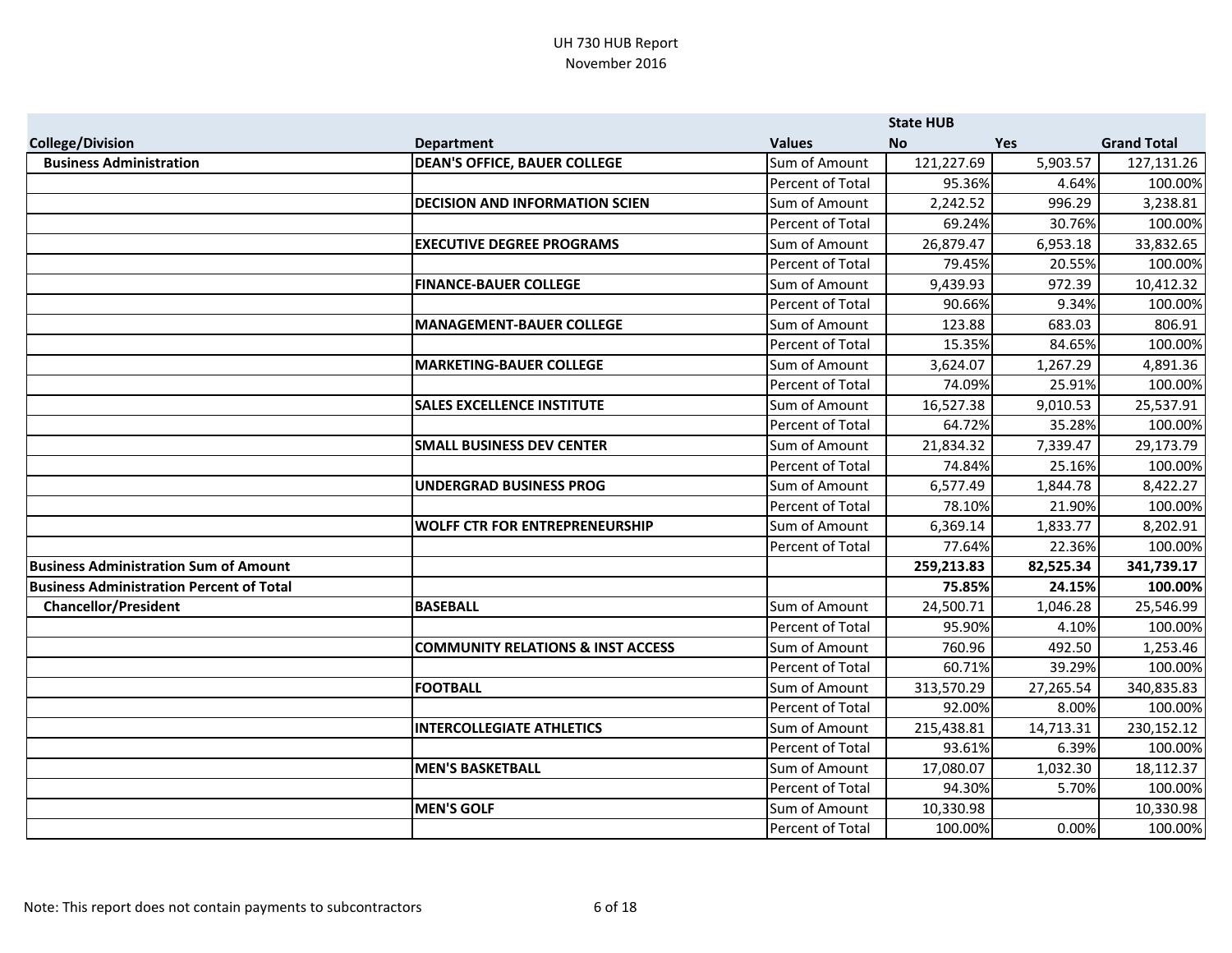UH 730 HUB Report
November 2016

| College/Division | Department | Values | State HUB No | Yes | Grand Total |
|---|---|---|---|---|---|
| **Business Administration** | **DEAN'S OFFICE, BAUER COLLEGE** | Sum of Amount | 121,227.69 | 5,903.57 | 127,131.26 |
| | | Percent of Total | 95.36% | 4.64% | 100.00% |
| | **DECISION AND INFORMATION SCIEN** | Sum of Amount | 2,242.52 | 996.29 | 3,238.81 |
| | | Percent of Total | 69.24% | 30.76% | 100.00% |
| | **EXECUTIVE DEGREE PROGRAMS** | Sum of Amount | 26,879.47 | 6,953.18 | 33,832.65 |
| | | Percent of Total | 79.45% | 20.55% | 100.00% |
| | **FINANCE-BAUER COLLEGE** | Sum of Amount | 9,439.93 | 972.39 | 10,412.32 |
| | | Percent of Total | 90.66% | 9.34% | 100.00% |
| | **MANAGEMENT-BAUER COLLEGE** | Sum of Amount | 123.88 | 683.03 | 806.91 |
| | | Percent of Total | 15.35% | 84.65% | 100.00% |
| | **MARKETING-BAUER COLLEGE** | Sum of Amount | 3,624.07 | 1,267.29 | 4,891.36 |
| | | Percent of Total | 74.09% | 25.91% | 100.00% |
| | **SALES EXCELLENCE INSTITUTE** | Sum of Amount | 16,527.38 | 9,010.53 | 25,537.91 |
| | | Percent of Total | 64.72% | 35.28% | 100.00% |
| | **SMALL BUSINESS DEV CENTER** | Sum of Amount | 21,834.32 | 7,339.47 | 29,173.79 |
| | | Percent of Total | 74.84% | 25.16% | 100.00% |
| | **UNDERGRAD BUSINESS PROG** | Sum of Amount | 6,577.49 | 1,844.78 | 8,422.27 |
| | | Percent of Total | 78.10% | 21.90% | 100.00% |
| | **WOLFF CTR FOR ENTREPRENEURSHIP** | Sum of Amount | 6,369.14 | 1,833.77 | 8,202.91 |
| | | Percent of Total | 77.64% | 22.36% | 100.00% |
| **Business Administration Sum of Amount** | | | **259,213.83** | **82,525.34** | **341,739.17** |
| **Business Administration Percent of Total** | | | **75.85%** | **24.15%** | **100.00%** |
| **Chancellor/President** | **BASEBALL** | Sum of Amount | 24,500.71 | 1,046.28 | 25,546.99 |
| | | Percent of Total | 95.90% | 4.10% | 100.00% |
| | **COMMUNITY RELATIONS & INST ACCESS** | Sum of Amount | 760.96 | 492.50 | 1,253.46 |
| | | Percent of Total | 60.71% | 39.29% | 100.00% |
| | **FOOTBALL** | Sum of Amount | 313,570.29 | 27,265.54 | 340,835.83 |
| | | Percent of Total | 92.00% | 8.00% | 100.00% |
| | **INTERCOLLEGIATE ATHLETICS** | Sum of Amount | 215,438.81 | 14,713.31 | 230,152.12 |
| | | Percent of Total | 93.61% | 6.39% | 100.00% |
| | **MEN'S BASKETBALL** | Sum of Amount | 17,080.07 | 1,032.30 | 18,112.37 |
| | | Percent of Total | 94.30% | 5.70% | 100.00% |
| | **MEN'S GOLF** | Sum of Amount | 10,330.98 | | 10,330.98 |
| | | Percent of Total | 100.00% | 0.00% | 100.00% |

Note: This report does not contain payments to subcontractors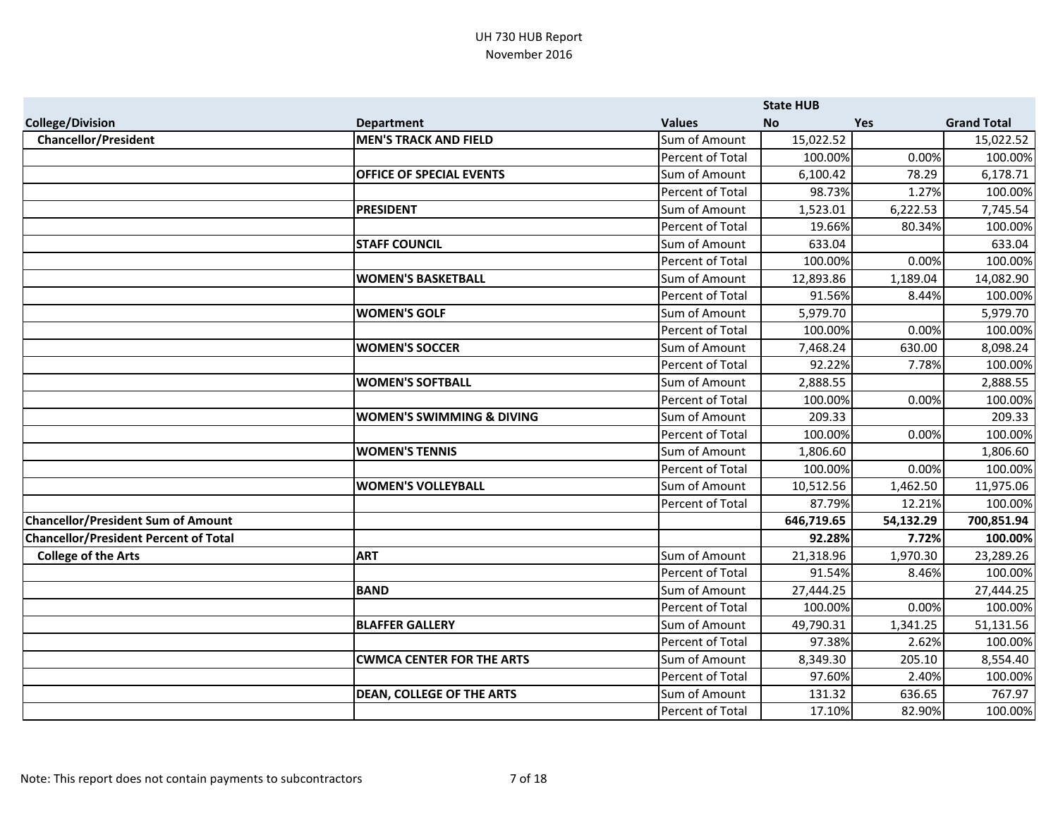UH 730 HUB Report
November 2016

| College/Division | Department | Values | State HUB No | Yes | Grand Total |
|---|---|---|---|---|---|
| **Chancellor/President** | **MEN'S TRACK AND FIELD** | Sum of Amount | 15,022.52 | | 15,022.52 |
| | | Percent of Total | 100.00% | 0.00% | 100.00% |
| | **OFFICE OF SPECIAL EVENTS** | Sum of Amount | 6,100.42 | 78.29 | 6,178.71 |
| | | Percent of Total | 98.73% | 1.27% | 100.00% |
| | **PRESIDENT** | Sum of Amount | 1,523.01 | 6,222.53 | 7,745.54 |
| | | Percent of Total | 19.66% | 80.34% | 100.00% |
| | **STAFF COUNCIL** | Sum of Amount | 633.04 | | 633.04 |
| | | Percent of Total | 100.00% | 0.00% | 100.00% |
| | **WOMEN'S BASKETBALL** | Sum of Amount | 12,893.86 | 1,189.04 | 14,082.90 |
| | | Percent of Total | 91.56% | 8.44% | 100.00% |
| | **WOMEN'S GOLF** | Sum of Amount | 5,979.70 | | 5,979.70 |
| | | Percent of Total | 100.00% | 0.00% | 100.00% |
| | **WOMEN'S SOCCER** | Sum of Amount | 7,468.24 | 630.00 | 8,098.24 |
| | | Percent of Total | 92.22% | 7.78% | 100.00% |
| | **WOMEN'S SOFTBALL** | Sum of Amount | 2,888.55 | | 2,888.55 |
| | | Percent of Total | 100.00% | 0.00% | 100.00% |
| | **WOMEN'S SWIMMING & DIVING** | Sum of Amount | 209.33 | | 209.33 |
| | | Percent of Total | 100.00% | 0.00% | 100.00% |
| | **WOMEN'S TENNIS** | Sum of Amount | 1,806.60 | | 1,806.60 |
| | | Percent of Total | 100.00% | 0.00% | 100.00% |
| | **WOMEN'S VOLLEYBALL** | Sum of Amount | 10,512.56 | 1,462.50 | 11,975.06 |
| | | Percent of Total | 87.79% | 12.21% | 100.00% |
| **Chancellor/President Sum of Amount** | | | **646,719.65** | **54,132.29** | **700,851.94** |
| **Chancellor/President Percent of Total** | | | **92.28%** | **7.72%** | **100.00%** |
| **College of the Arts** | **ART** | Sum of Amount | 21,318.96 | 1,970.30 | 23,289.26 |
| | | Percent of Total | 91.54% | 8.46% | 100.00% |
| | **BAND** | Sum of Amount | 27,444.25 | | 27,444.25 |
| | | Percent of Total | 100.00% | 0.00% | 100.00% |
| | **BLAFFER GALLERY** | Sum of Amount | 49,790.31 | 1,341.25 | 51,131.56 |
| | | Percent of Total | 97.38% | 2.62% | 100.00% |
| | **CWMCA CENTER FOR THE ARTS** | Sum of Amount | 8,349.30 | 205.10 | 8,554.40 |
| | | Percent of Total | 97.60% | 2.40% | 100.00% |
| | **DEAN, COLLEGE OF THE ARTS** | Sum of Amount | 131.32 | 636.65 | 767.97 |
| | | Percent of Total | 17.10% | 82.90% | 100.00% |

Note: This report does not contain payments to subcontractors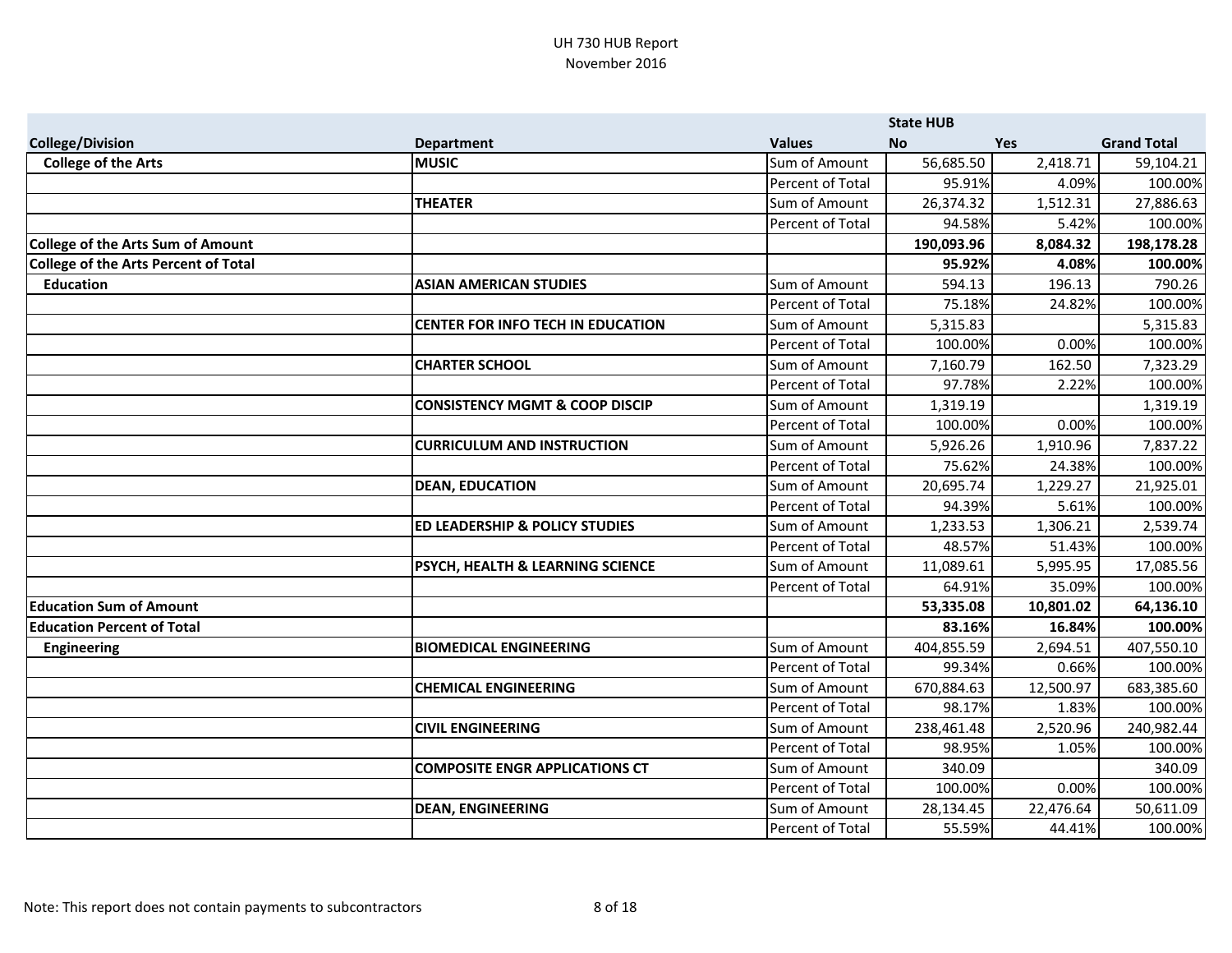UH 730 HUB Report
November 2016

| | | | State HUB | | |
|---|---|---|---|---|---|
| **College/Division** | **Department** | **Values** | **No** | **Yes** | **Grand Total** |
| **College of the Arts** | **MUSIC** | Sum of Amount | 56,685.50 | 2,418.71 | 59,104.21 |
| | | Percent of Total | 95.91% | 4.09% | 100.00% |
| | **THEATER** | Sum of Amount | 26,374.32 | 1,512.31 | 27,886.63 |
| | | Percent of Total | 94.58% | 5.42% | 100.00% |
| **College of the Arts Sum of Amount** | | | **190,093.96** | **8,084.32** | **198,178.28** |
| **College of the Arts Percent of Total** | | | **95.92%** | **4.08%** | **100.00%** |
| **Education** | **ASIAN AMERICAN STUDIES** | Sum of Amount | 594.13 | 196.13 | 790.26 |
| | | Percent of Total | 75.18% | 24.82% | 100.00% |
| | **CENTER FOR INFO TECH IN EDUCATION** | Sum of Amount | 5,315.83 | | 5,315.83 |
| | | Percent of Total | 100.00% | 0.00% | 100.00% |
| | **CHARTER SCHOOL** | Sum of Amount | 7,160.79 | 162.50 | 7,323.29 |
| | | Percent of Total | 97.78% | 2.22% | 100.00% |
| | **CONSISTENCY MGMT & COOP DISCIP** | Sum of Amount | 1,319.19 | | 1,319.19 |
| | | Percent of Total | 100.00% | 0.00% | 100.00% |
| | **CURRICULUM AND INSTRUCTION** | Sum of Amount | 5,926.26 | 1,910.96 | 7,837.22 |
| | | Percent of Total | 75.62% | 24.38% | 100.00% |
| | **DEAN, EDUCATION** | Sum of Amount | 20,695.74 | 1,229.27 | 21,925.01 |
| | | Percent of Total | 94.39% | 5.61% | 100.00% |
| | **ED LEADERSHIP & POLICY STUDIES** | Sum of Amount | 1,233.53 | 1,306.21 | 2,539.74 |
| | | Percent of Total | 48.57% | 51.43% | 100.00% |
| | **PSYCH, HEALTH & LEARNING SCIENCE** | Sum of Amount | 11,089.61 | 5,995.95 | 17,085.56 |
| | | Percent of Total | 64.91% | 35.09% | 100.00% |
| **Education Sum of Amount** | | | **53,335.08** | **10,801.02** | **64,136.10** |
| **Education Percent of Total** | | | **83.16%** | **16.84%** | **100.00%** |
| **Engineering** | **BIOMEDICAL ENGINEERING** | Sum of Amount | 404,855.59 | 2,694.51 | 407,550.10 |
| | | Percent of Total | 99.34% | 0.66% | 100.00% |
| | **CHEMICAL ENGINEERING** | Sum of Amount | 670,884.63 | 12,500.97 | 683,385.60 |
| | | Percent of Total | 98.17% | 1.83% | 100.00% |
| | **CIVIL ENGINEERING** | Sum of Amount | 238,461.48 | 2,520.96 | 240,982.44 |
| | | Percent of Total | 98.95% | 1.05% | 100.00% |
| | **COMPOSITE ENGR APPLICATIONS CT** | Sum of Amount | 340.09 | | 340.09 |
| | | Percent of Total | 100.00% | 0.00% | 100.00% |
| | **DEAN, ENGINEERING** | Sum of Amount | 28,134.45 | 22,476.64 | 50,611.09 |
| | | Percent of Total | 55.59% | 44.41% | 100.00% |

Note: This report does not contain payments to subcontractors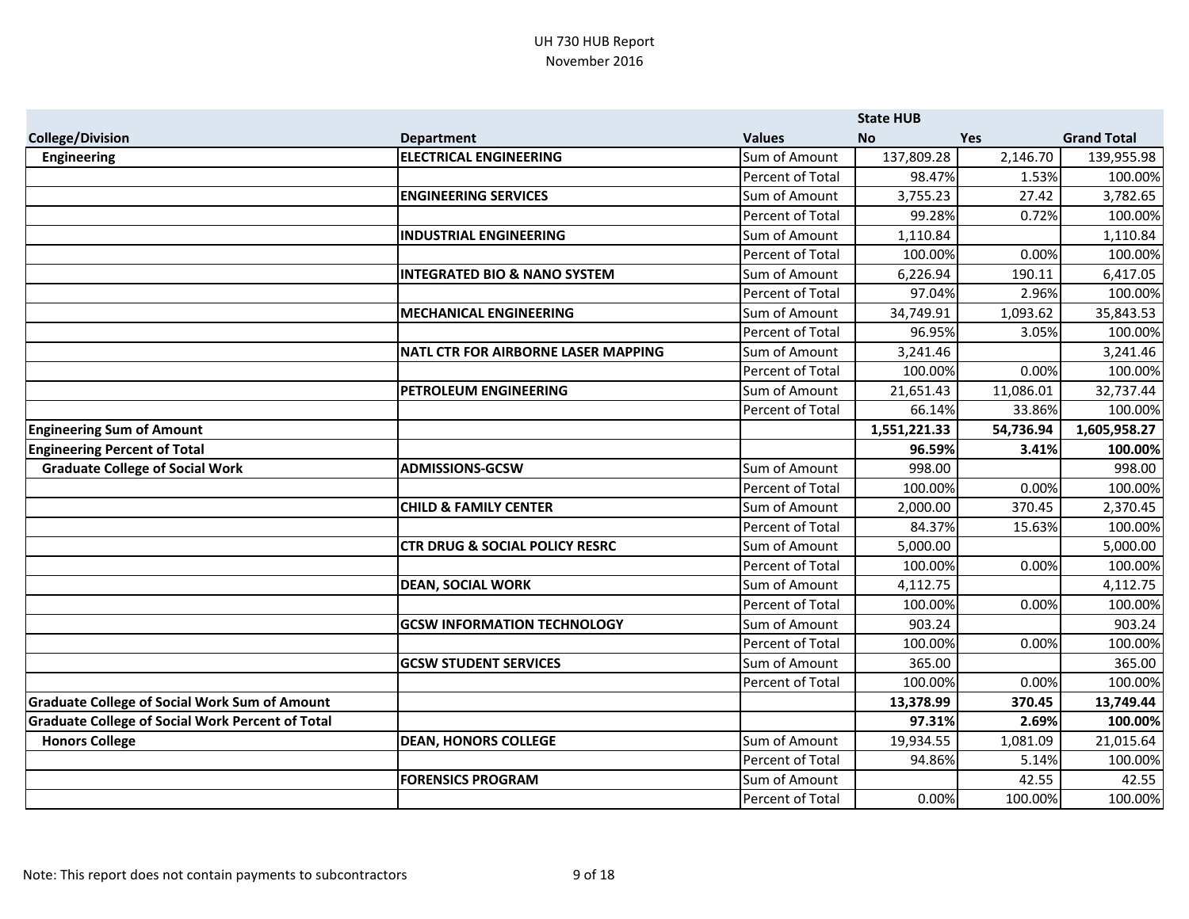UH 730 HUB Report
November 2016

| | | | State HUB | | |
|---|---|---|---|---|---|
| **College/Division** | **Department** | **Values** | **No** | **Yes** | **Grand Total** |
| **Engineering** | **ELECTRICAL ENGINEERING** | Sum of Amount | 137,809.28 | 2,146.70 | 139,955.98 |
| | | Percent of Total | 98.47% | 1.53% | 100.00% |
| | **ENGINEERING SERVICES** | Sum of Amount | 3,755.23 | 27.42 | 3,782.65 |
| | | Percent of Total | 99.28% | 0.72% | 100.00% |
| | **INDUSTRIAL ENGINEERING** | Sum of Amount | 1,110.84 | | 1,110.84 |
| | | Percent of Total | 100.00% | 0.00% | 100.00% |
| | **INTEGRATED BIO & NANO SYSTEM** | Sum of Amount | 6,226.94 | 190.11 | 6,417.05 |
| | | Percent of Total | 97.04% | 2.96% | 100.00% |
| | **MECHANICAL ENGINEERING** | Sum of Amount | 34,749.91 | 1,093.62 | 35,843.53 |
| | | Percent of Total | 96.95% | 3.05% | 100.00% |
| | **NATL CTR FOR AIRBORNE LASER MAPPING** | Sum of Amount | 3,241.46 | | 3,241.46 |
| | | Percent of Total | 100.00% | 0.00% | 100.00% |
| | **PETROLEUM ENGINEERING** | Sum of Amount | 21,651.43 | 11,086.01 | 32,737.44 |
| | | Percent of Total | 66.14% | 33.86% | 100.00% |
| **Engineering Sum of Amount** | | | **1,551,221.33** | **54,736.94** | **1,605,958.27** |
| **Engineering Percent of Total** | | | **96.59%** | **3.41%** | **100.00%** |
| **Graduate College of Social Work** | **ADMISSIONS-GCSW** | Sum of Amount | 998.00 | | 998.00 |
| | | Percent of Total | 100.00% | 0.00% | 100.00% |
| | **CHILD & FAMILY CENTER** | Sum of Amount | 2,000.00 | 370.45 | 2,370.45 |
| | | Percent of Total | 84.37% | 15.63% | 100.00% |
| | **CTR DRUG & SOCIAL POLICY RESRC** | Sum of Amount | 5,000.00 | | 5,000.00 |
| | | Percent of Total | 100.00% | 0.00% | 100.00% |
| | **DEAN, SOCIAL WORK** | Sum of Amount | 4,112.75 | | 4,112.75 |
| | | Percent of Total | 100.00% | 0.00% | 100.00% |
| | **GCSW INFORMATION TECHNOLOGY** | Sum of Amount | 903.24 | | 903.24 |
| | | Percent of Total | 100.00% | 0.00% | 100.00% |
| | **GCSW STUDENT SERVICES** | Sum of Amount | 365.00 | | 365.00 |
| | | Percent of Total | 100.00% | 0.00% | 100.00% |
| **Graduate College of Social Work Sum of Amount** | | | **13,378.99** | **370.45** | **13,749.44** |
| **Graduate College of Social Work Percent of Total** | | | **97.31%** | **2.69%** | **100.00%** |
| **Honors College** | **DEAN, HONORS COLLEGE** | Sum of Amount | 19,934.55 | 1,081.09 | 21,015.64 |
| | | Percent of Total | 94.86% | 5.14% | 100.00% |
| | **FORENSICS PROGRAM** | Sum of Amount | | 42.55 | 42.55 |
| | | Percent of Total | 0.00% | 100.00% | 100.00% |

Note: This report does not contain payments to subcontractors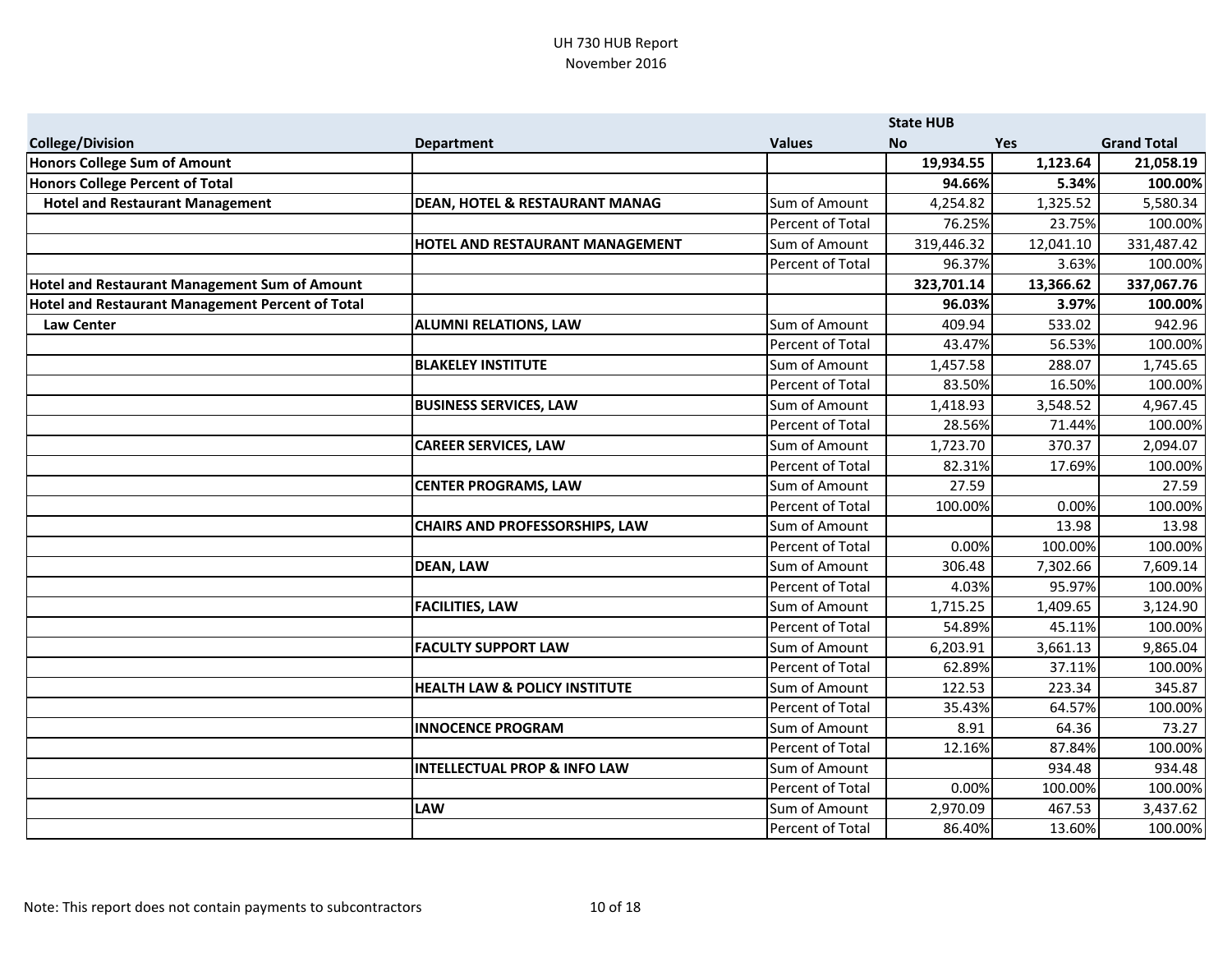UH 730 HUB Report
November 2016

| College/Division | Department | Values | State HUB No | Yes | Grand Total |
|---|---|---|---|---|---|
| **Honors College Sum of Amount** | | | **19,934.55** | **1,123.64** | **21,058.19** |
| **Honors College Percent of Total** | | | **94.66%** | **5.34%** | **100.00%** |
| **Hotel and Restaurant Management** | **DEAN, HOTEL & RESTAURANT MANAG** | Sum of Amount | 4,254.82 | 1,325.52 | 5,580.34 |
| | | Percent of Total | 76.25% | 23.75% | 100.00% |
| | **HOTEL AND RESTAURANT MANAGEMENT** | Sum of Amount | 319,446.32 | 12,041.10 | 331,487.42 |
| | | Percent of Total | 96.37% | 3.63% | 100.00% |
| **Hotel and Restaurant Management Sum of Amount** | | | **323,701.14** | **13,366.62** | **337,067.76** |
| **Hotel and Restaurant Management Percent of Total** | | | **96.03%** | **3.97%** | **100.00%** |
| **Law Center** | **ALUMNI RELATIONS, LAW** | Sum of Amount | 409.94 | 533.02 | 942.96 |
| | | Percent of Total | 43.47% | 56.53% | 100.00% |
| | **BLAKELEY INSTITUTE** | Sum of Amount | 1,457.58 | 288.07 | 1,745.65 |
| | | Percent of Total | 83.50% | 16.50% | 100.00% |
| | **BUSINESS SERVICES, LAW** | Sum of Amount | 1,418.93 | 3,548.52 | 4,967.45 |
| | | Percent of Total | 28.56% | 71.44% | 100.00% |
| | **CAREER SERVICES, LAW** | Sum of Amount | 1,723.70 | 370.37 | 2,094.07 |
| | | Percent of Total | 82.31% | 17.69% | 100.00% |
| | **CENTER PROGRAMS, LAW** | Sum of Amount | 27.59 | | 27.59 |
| | | Percent of Total | 100.00% | 0.00% | 100.00% |
| | **CHAIRS AND PROFESSORSHIPS, LAW** | Sum of Amount | | 13.98 | 13.98 |
| | | Percent of Total | 0.00% | 100.00% | 100.00% |
| | **DEAN, LAW** | Sum of Amount | 306.48 | 7,302.66 | 7,609.14 |
| | | Percent of Total | 4.03% | 95.97% | 100.00% |
| | **FACILITIES, LAW** | Sum of Amount | 1,715.25 | 1,409.65 | 3,124.90 |
| | | Percent of Total | 54.89% | 45.11% | 100.00% |
| | **FACULTY SUPPORT LAW** | Sum of Amount | 6,203.91 | 3,661.13 | 9,865.04 |
| | | Percent of Total | 62.89% | 37.11% | 100.00% |
| | **HEALTH LAW & POLICY INSTITUTE** | Sum of Amount | 122.53 | 223.34 | 345.87 |
| | | Percent of Total | 35.43% | 64.57% | 100.00% |
| | **INNOCENCE PROGRAM** | Sum of Amount | 8.91 | 64.36 | 73.27 |
| | | Percent of Total | 12.16% | 87.84% | 100.00% |
| | **INTELLECTUAL PROP & INFO LAW** | Sum of Amount | | 934.48 | 934.48 |
| | | Percent of Total | 0.00% | 100.00% | 100.00% |
| | **LAW** | Sum of Amount | 2,970.09 | 467.53 | 3,437.62 |
| | | Percent of Total | 86.40% | 13.60% | 100.00% |

Note: This report does not contain payments to subcontractors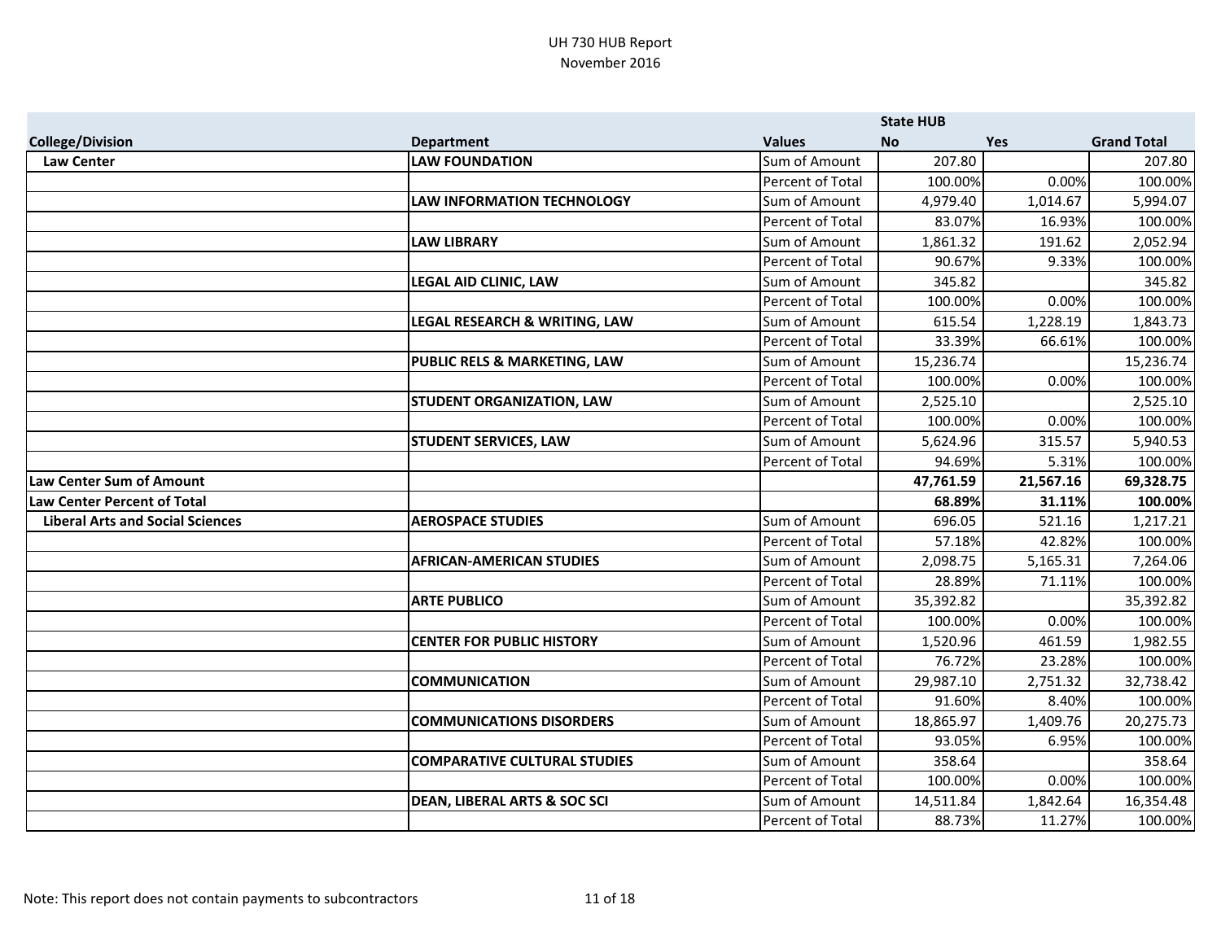UH 730 HUB Report
November 2016

| College/Division | Department | Values | State HUB No | Yes | Grand Total |
|---|---|---|---|---|---|
| **Law Center** | **LAW FOUNDATION** | Sum of Amount | 207.80 | | 207.80 |
| | | Percent of Total | 100.00% | 0.00% | 100.00% |
| | **LAW INFORMATION TECHNOLOGY** | Sum of Amount | 4,979.40 | 1,014.67 | 5,994.07 |
| | | Percent of Total | 83.07% | 16.93% | 100.00% |
| | **LAW LIBRARY** | Sum of Amount | 1,861.32 | 191.62 | 2,052.94 |
| | | Percent of Total | 90.67% | 9.33% | 100.00% |
| | **LEGAL AID CLINIC, LAW** | Sum of Amount | 345.82 | | 345.82 |
| | | Percent of Total | 100.00% | 0.00% | 100.00% |
| | **LEGAL RESEARCH & WRITING, LAW** | Sum of Amount | 615.54 | 1,228.19 | 1,843.73 |
| | | Percent of Total | 33.39% | 66.61% | 100.00% |
| | **PUBLIC RELS & MARKETING, LAW** | Sum of Amount | 15,236.74 | | 15,236.74 |
| | | Percent of Total | 100.00% | 0.00% | 100.00% |
| | **STUDENT ORGANIZATION, LAW** | Sum of Amount | 2,525.10 | | 2,525.10 |
| | | Percent of Total | 100.00% | 0.00% | 100.00% |
| | **STUDENT SERVICES, LAW** | Sum of Amount | 5,624.96 | 315.57 | 5,940.53 |
| | | Percent of Total | 94.69% | 5.31% | 100.00% |
| **Law Center Sum of Amount** | | | **47,761.59** | **21,567.16** | **69,328.75** |
| **Law Center Percent of Total** | | | **68.89%** | **31.11%** | **100.00%** |
| **Liberal Arts and Social Sciences** | **AEROSPACE STUDIES** | Sum of Amount | 696.05 | 521.16 | 1,217.21 |
| | | Percent of Total | 57.18% | 42.82% | 100.00% |
| | **AFRICAN-AMERICAN STUDIES** | Sum of Amount | 2,098.75 | 5,165.31 | 7,264.06 |
| | | Percent of Total | 28.89% | 71.11% | 100.00% |
| | **ARTE PUBLICO** | Sum of Amount | 35,392.82 | | 35,392.82 |
| | | Percent of Total | 100.00% | 0.00% | 100.00% |
| | **CENTER FOR PUBLIC HISTORY** | Sum of Amount | 1,520.96 | 461.59 | 1,982.55 |
| | | Percent of Total | 76.72% | 23.28% | 100.00% |
| | **COMMUNICATION** | Sum of Amount | 29,987.10 | 2,751.32 | 32,738.42 |
| | | Percent of Total | 91.60% | 8.40% | 100.00% |
| | **COMMUNICATIONS DISORDERS** | Sum of Amount | 18,865.97 | 1,409.76 | 20,275.73 |
| | | Percent of Total | 93.05% | 6.95% | 100.00% |
| | **COMPARATIVE CULTURAL STUDIES** | Sum of Amount | 358.64 | | 358.64 |
| | | Percent of Total | 100.00% | 0.00% | 100.00% |
| | **DEAN, LIBERAL ARTS & SOC SCI** | Sum of Amount | 14,511.84 | 1,842.64 | 16,354.48 |
| | | Percent of Total | 88.73% | 11.27% | 100.00% |

Note: This report does not contain payments to subcontractors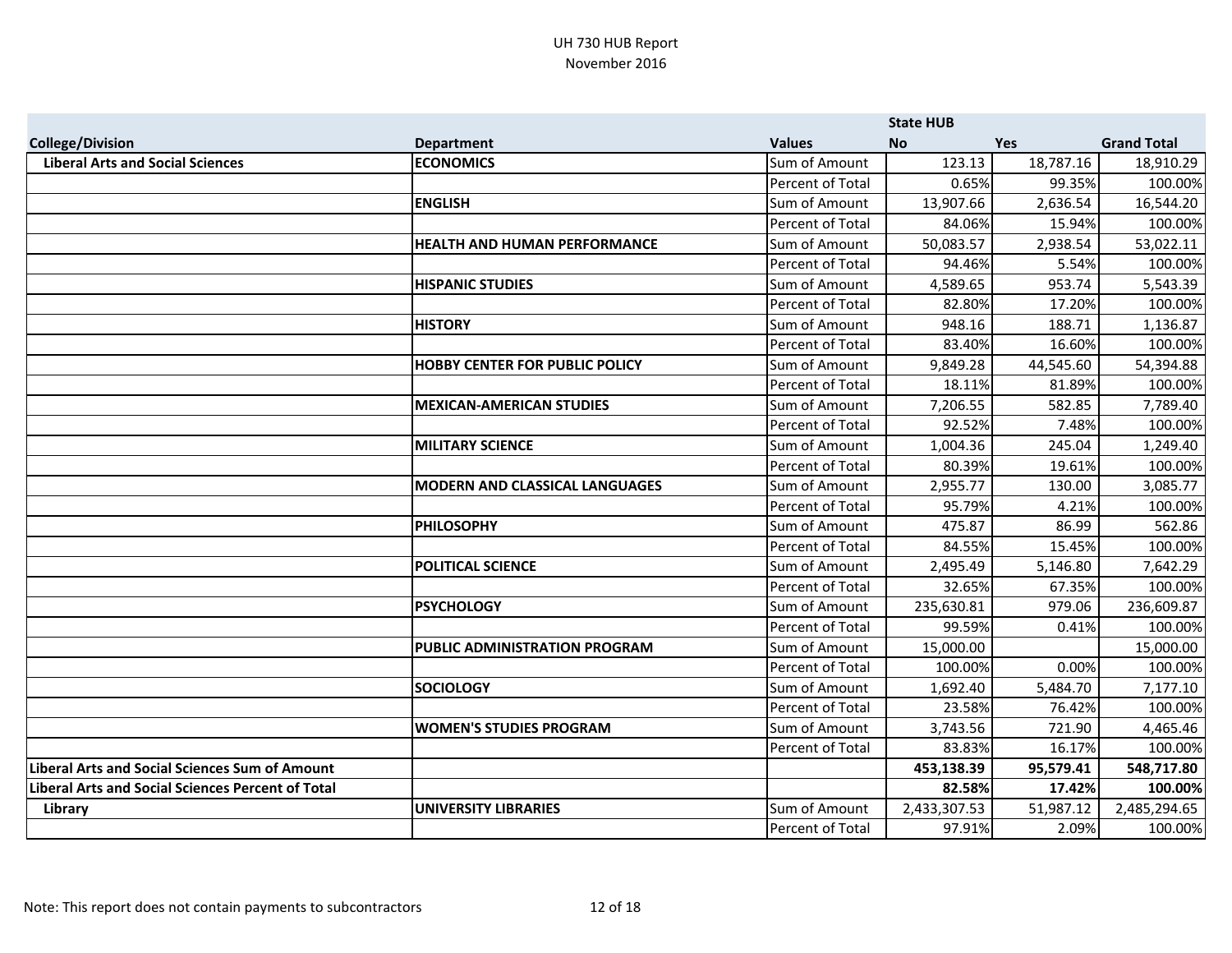UH 730 HUB Report
November 2016

| | | | State HUB | | |
|---|---|---|---|---|---|
| **College/Division** | **Department** | **Values** | **No** | **Yes** | **Grand Total** |
| **Liberal Arts and Social Sciences** | **ECONOMICS** | Sum of Amount | 123.13 | 18,787.16 | 18,910.29 |
| | | Percent of Total | 0.65% | 99.35% | 100.00% |
| | **ENGLISH** | Sum of Amount | 13,907.66 | 2,636.54 | 16,544.20 |
| | | Percent of Total | 84.06% | 15.94% | 100.00% |
| | **HEALTH AND HUMAN PERFORMANCE** | Sum of Amount | 50,083.57 | 2,938.54 | 53,022.11 |
| | | Percent of Total | 94.46% | 5.54% | 100.00% |
| | **HISPANIC STUDIES** | Sum of Amount | 4,589.65 | 953.74 | 5,543.39 |
| | | Percent of Total | 82.80% | 17.20% | 100.00% |
| | **HISTORY** | Sum of Amount | 948.16 | 188.71 | 1,136.87 |
| | | Percent of Total | 83.40% | 16.60% | 100.00% |
| | **HOBBY CENTER FOR PUBLIC POLICY** | Sum of Amount | 9,849.28 | 44,545.60 | 54,394.88 |
| | | Percent of Total | 18.11% | 81.89% | 100.00% |
| | **MEXICAN-AMERICAN STUDIES** | Sum of Amount | 7,206.55 | 582.85 | 7,789.40 |
| | | Percent of Total | 92.52% | 7.48% | 100.00% |
| | **MILITARY SCIENCE** | Sum of Amount | 1,004.36 | 245.04 | 1,249.40 |
| | | Percent of Total | 80.39% | 19.61% | 100.00% |
| | **MODERN AND CLASSICAL LANGUAGES** | Sum of Amount | 2,955.77 | 130.00 | 3,085.77 |
| | | Percent of Total | 95.79% | 4.21% | 100.00% |
| | **PHILOSOPHY** | Sum of Amount | 475.87 | 86.99 | 562.86 |
| | | Percent of Total | 84.55% | 15.45% | 100.00% |
| | **POLITICAL SCIENCE** | Sum of Amount | 2,495.49 | 5,146.80 | 7,642.29 |
| | | Percent of Total | 32.65% | 67.35% | 100.00% |
| | **PSYCHOLOGY** | Sum of Amount | 235,630.81 | 979.06 | 236,609.87 |
| | | Percent of Total | 99.59% | 0.41% | 100.00% |
| | **PUBLIC ADMINISTRATION PROGRAM** | Sum of Amount | 15,000.00 | | 15,000.00 |
| | | Percent of Total | 100.00% | 0.00% | 100.00% |
| | **SOCIOLOGY** | Sum of Amount | 1,692.40 | 5,484.70 | 7,177.10 |
| | | Percent of Total | 23.58% | 76.42% | 100.00% |
| | **WOMEN'S STUDIES PROGRAM** | Sum of Amount | 3,743.56 | 721.90 | 4,465.46 |
| | | Percent of Total | 83.83% | 16.17% | 100.00% |
| **Liberal Arts and Social Sciences Sum of Amount** | | | **453,138.39** | **95,579.41** | **548,717.80** |
| **Liberal Arts and Social Sciences Percent of Total** | | | **82.58%** | **17.42%** | **100.00%** |
| **Library** | **UNIVERSITY LIBRARIES** | Sum of Amount | 2,433,307.53 | 51,987.12 | 2,485,294.65 |
| | | Percent of Total | 97.91% | 2.09% | 100.00% |

Note: This report does not contain payments to subcontractors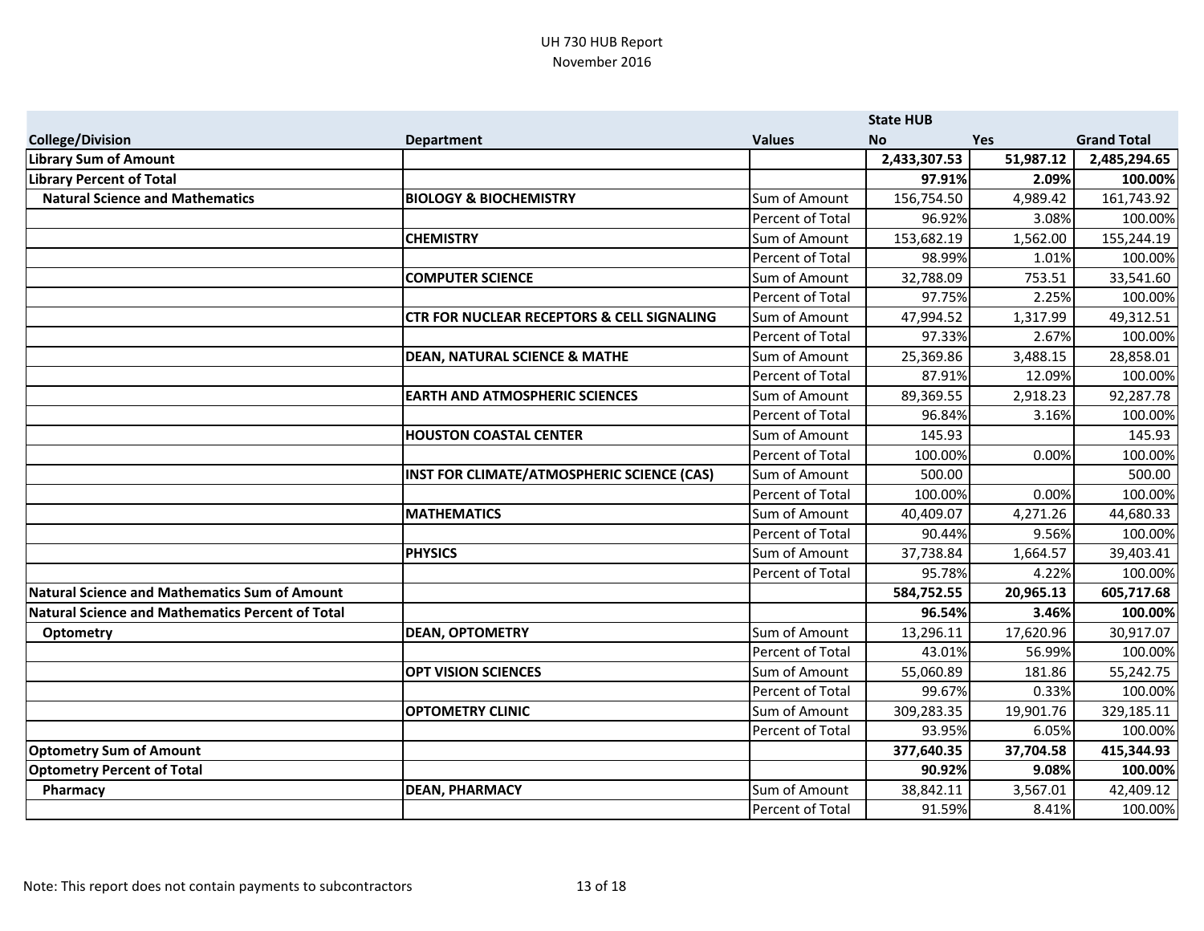UH 730 HUB Report
November 2016

| College/Division | Department | Values | State HUB No | Yes | Grand Total |
|---|---|---|---|---|---|
| **Library Sum of Amount** | | | **2,433,307.53** | **51,987.12** | **2,485,294.65** |
| **Library Percent of Total** | | | **97.91%** | **2.09%** | **100.00%** |
| **Natural Science and Mathematics** | **BIOLOGY & BIOCHEMISTRY** | Sum of Amount | 156,754.50 | 4,989.42 | 161,743.92 |
| | | Percent of Total | 96.92% | 3.08% | 100.00% |
| | **CHEMISTRY** | Sum of Amount | 153,682.19 | 1,562.00 | 155,244.19 |
| | | Percent of Total | 98.99% | 1.01% | 100.00% |
| | **COMPUTER SCIENCE** | Sum of Amount | 32,788.09 | 753.51 | 33,541.60 |
| | | Percent of Total | 97.75% | 2.25% | 100.00% |
| | **CTR FOR NUCLEAR RECEPTORS & CELL SIGNALING** | Sum of Amount | 47,994.52 | 1,317.99 | 49,312.51 |
| | | Percent of Total | 97.33% | 2.67% | 100.00% |
| | **DEAN, NATURAL SCIENCE & MATHE** | Sum of Amount | 25,369.86 | 3,488.15 | 28,858.01 |
| | | Percent of Total | 87.91% | 12.09% | 100.00% |
| | **EARTH AND ATMOSPHERIC SCIENCES** | Sum of Amount | 89,369.55 | 2,918.23 | 92,287.78 |
| | | Percent of Total | 96.84% | 3.16% | 100.00% |
| | **HOUSTON COASTAL CENTER** | Sum of Amount | 145.93 | | 145.93 |
| | | Percent of Total | 100.00% | 0.00% | 100.00% |
| | **INST FOR CLIMATE/ATMOSPHERIC SCIENCE (CAS)** | Sum of Amount | 500.00 | | 500.00 |
| | | Percent of Total | 100.00% | 0.00% | 100.00% |
| | **MATHEMATICS** | Sum of Amount | 40,409.07 | 4,271.26 | 44,680.33 |
| | | Percent of Total | 90.44% | 9.56% | 100.00% |
| | **PHYSICS** | Sum of Amount | 37,738.84 | 1,664.57 | 39,403.41 |
| | | Percent of Total | 95.78% | 4.22% | 100.00% |
| **Natural Science and Mathematics Sum of Amount** | | | **584,752.55** | **20,965.13** | **605,717.68** |
| **Natural Science and Mathematics Percent of Total** | | | **96.54%** | **3.46%** | **100.00%** |
| **Optometry** | **DEAN, OPTOMETRY** | Sum of Amount | 13,296.11 | 17,620.96 | 30,917.07 |
| | | Percent of Total | 43.01% | 56.99% | 100.00% |
| | **OPT VISION SCIENCES** | Sum of Amount | 55,060.89 | 181.86 | 55,242.75 |
| | | Percent of Total | 99.67% | 0.33% | 100.00% |
| | **OPTOMETRY CLINIC** | Sum of Amount | 309,283.35 | 19,901.76 | 329,185.11 |
| | | Percent of Total | 93.95% | 6.05% | 100.00% |
| **Optometry Sum of Amount** | | | **377,640.35** | **37,704.58** | **415,344.93** |
| **Optometry Percent of Total** | | | **90.92%** | **9.08%** | **100.00%** |
| **Pharmacy** | **DEAN, PHARMACY** | Sum of Amount | 38,842.11 | 3,567.01 | 42,409.12 |
| | | Percent of Total | 91.59% | 8.41% | 100.00% |

Note: This report does not contain payments to subcontractors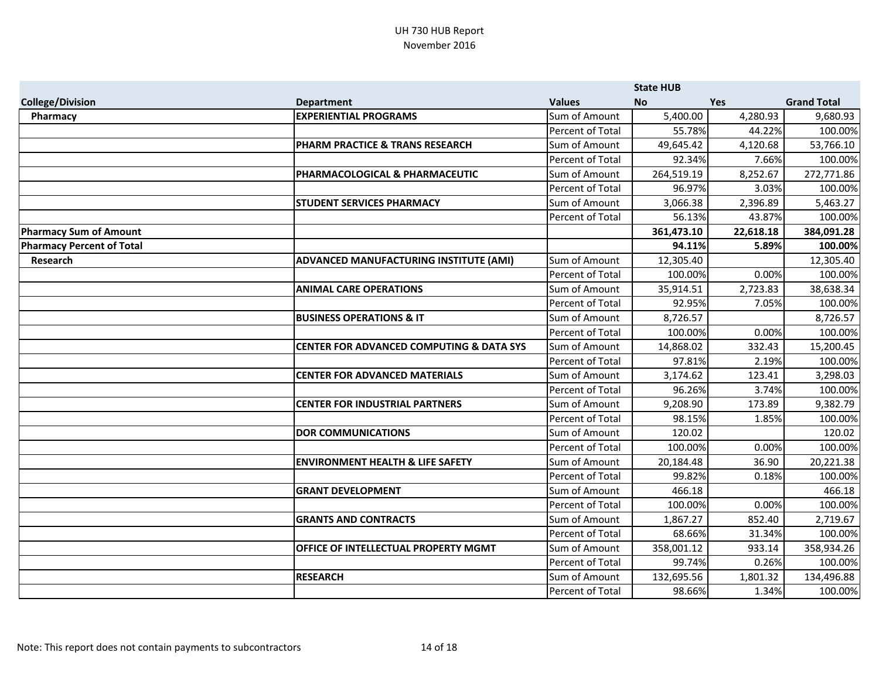# UH 730 HUB Report

November 2016

| College/Division | Department | Values | State HUB No | Yes | Grand Total |
|---|---|---|---|---|---|
| Pharmacy | **EXPERIENTIAL PROGRAMS** | Sum of Amount | 5,400.00 | 4,280.93 | 9,680.93 |
| | | Percent of Total | 55.78% | 44.22% | 100.00% |
| | **PHARM PRACTICE & TRANS RESEARCH** | Sum of Amount | 49,645.42 | 4,120.68 | 53,766.10 |
| | | Percent of Total | 92.34% | 7.66% | 100.00% |
| | **PHARMACOLOGICAL & PHARMACEUTIC** | Sum of Amount | 264,519.19 | 8,252.67 | 272,771.86 |
| | | Percent of Total | 96.97% | 3.03% | 100.00% |
| | **STUDENT SERVICES PHARMACY** | Sum of Amount | 3,066.38 | 2,396.89 | 5,463.27 |
| | | Percent of Total | 56.13% | 43.87% | 100.00% |
| **Pharmacy Sum of Amount** | | | **361,473.10** | **22,618.18** | **384,091.28** |
| **Pharmacy Percent of Total** | | | **94.11%** | **5.89%** | **100.00%** |
| Research | **ADVANCED MANUFACTURING INSTITUTE (AMI)** | Sum of Amount | 12,305.40 | | 12,305.40 |
| | | Percent of Total | 100.00% | 0.00% | 100.00% |
| | **ANIMAL CARE OPERATIONS** | Sum of Amount | 35,914.51 | 2,723.83 | 38,638.34 |
| | | Percent of Total | 92.95% | 7.05% | 100.00% |
| | **BUSINESS OPERATIONS & IT** | Sum of Amount | 8,726.57 | | 8,726.57 |
| | | Percent of Total | 100.00% | 0.00% | 100.00% |
| | **CENTER FOR ADVANCED COMPUTING & DATA SYS** | Sum of Amount | 14,868.02 | 332.43 | 15,200.45 |
| | | Percent of Total | 97.81% | 2.19% | 100.00% |
| | **CENTER FOR ADVANCED MATERIALS** | Sum of Amount | 3,174.62 | 123.41 | 3,298.03 |
| | | Percent of Total | 96.26% | 3.74% | 100.00% |
| | **CENTER FOR INDUSTRIAL PARTNERS** | Sum of Amount | 9,208.90 | 173.89 | 9,382.79 |
| | | Percent of Total | 98.15% | 1.85% | 100.00% |
| | **DOR COMMUNICATIONS** | Sum of Amount | 120.02 | | 120.02 |
| | | Percent of Total | 100.00% | 0.00% | 100.00% |
| | **ENVIRONMENT HEALTH & LIFE SAFETY** | Sum of Amount | 20,184.48 | 36.90 | 20,221.38 |
| | | Percent of Total | 99.82% | 0.18% | 100.00% |
| | **GRANT DEVELOPMENT** | Sum of Amount | 466.18 | | 466.18 |
| | | Percent of Total | 100.00% | 0.00% | 100.00% |
| | **GRANTS AND CONTRACTS** | Sum of Amount | 1,867.27 | 852.40 | 2,719.67 |
| | | Percent of Total | 68.66% | 31.34% | 100.00% |
| | **OFFICE OF INTELLECTUAL PROPERTY MGMT** | Sum of Amount | 358,001.12 | 933.14 | 358,934.26 |
| | | Percent of Total | 99.74% | 0.26% | 100.00% |
| | **RESEARCH** | Sum of Amount | 132,695.56 | 1,801.32 | 134,496.88 |
| | | Percent of Total | 98.66% | 1.34% | 100.00% |

Note: This report does not contain payments to subcontractors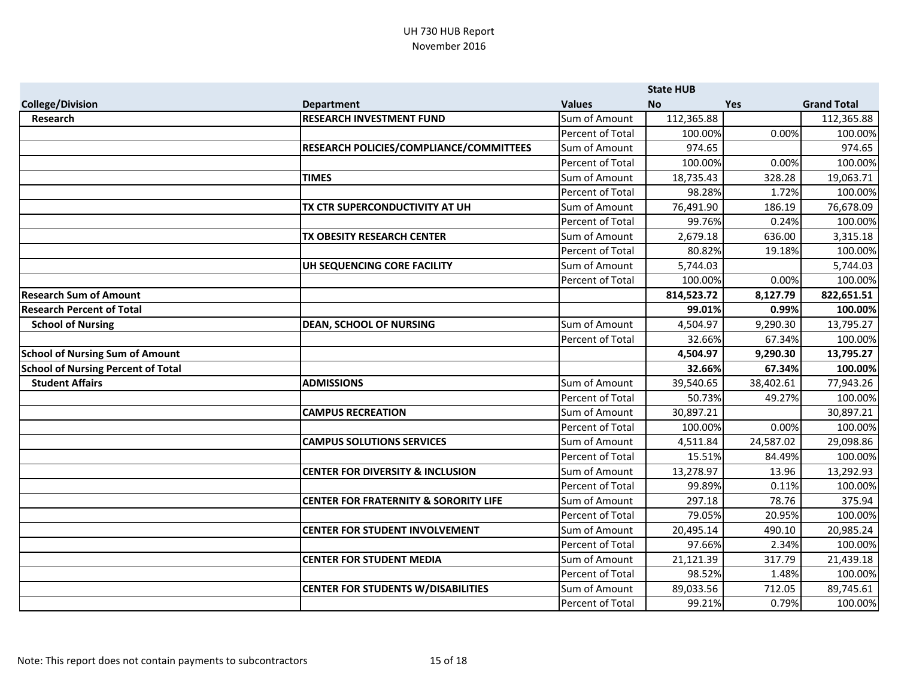UH 730 HUB Report
November 2016

| | | | State HUB | | |
|---|---|---|---|---|---|
| **College/Division** | **Department** | **Values** | **No** | **Yes** | **Grand Total** |
| **Research** | **RESEARCH INVESTMENT FUND** | Sum of Amount | 112,365.88 | | 112,365.88 |
| | | Percent of Total | 100.00% | 0.00% | 100.00% |
| | **RESEARCH POLICIES/COMPLIANCE/COMMITTEES** | Sum of Amount | 974.65 | | 974.65 |
| | | Percent of Total | 100.00% | 0.00% | 100.00% |
| | **TIMES** | Sum of Amount | 18,735.43 | 328.28 | 19,063.71 |
| | | Percent of Total | 98.28% | 1.72% | 100.00% |
| | **TX CTR SUPERCONDUCTIVITY AT UH** | Sum of Amount | 76,491.90 | 186.19 | 76,678.09 |
| | | Percent of Total | 99.76% | 0.24% | 100.00% |
| | **TX OBESITY RESEARCH CENTER** | Sum of Amount | 2,679.18 | 636.00 | 3,315.18 |
| | | Percent of Total | 80.82% | 19.18% | 100.00% |
| | **UH SEQUENCING CORE FACILITY** | Sum of Amount | 5,744.03 | | 5,744.03 |
| | | Percent of Total | 100.00% | 0.00% | 100.00% |
| **Research Sum of Amount** | | | **814,523.72** | **8,127.79** | **822,651.51** |
| **Research Percent of Total** | | | **99.01%** | **0.99%** | **100.00%** |
| **School of Nursing** | **DEAN, SCHOOL OF NURSING** | Sum of Amount | 4,504.97 | 9,290.30 | 13,795.27 |
| | | Percent of Total | 32.66% | 67.34% | 100.00% |
| **School of Nursing Sum of Amount** | | | **4,504.97** | **9,290.30** | **13,795.27** |
| **School of Nursing Percent of Total** | | | **32.66%** | **67.34%** | **100.00%** |
| **Student Affairs** | **ADMISSIONS** | Sum of Amount | 39,540.65 | 38,402.61 | 77,943.26 |
| | | Percent of Total | 50.73% | 49.27% | 100.00% |
| | **CAMPUS RECREATION** | Sum of Amount | 30,897.21 | | 30,897.21 |
| | | Percent of Total | 100.00% | 0.00% | 100.00% |
| | **CAMPUS SOLUTIONS SERVICES** | Sum of Amount | 4,511.84 | 24,587.02 | 29,098.86 |
| | | Percent of Total | 15.51% | 84.49% | 100.00% |
| | **CENTER FOR DIVERSITY & INCLUSION** | Sum of Amount | 13,278.97 | 13.96 | 13,292.93 |
| | | Percent of Total | 99.89% | 0.11% | 100.00% |
| | **CENTER FOR FRATERNITY & SORORITY LIFE** | Sum of Amount | 297.18 | 78.76 | 375.94 |
| | | Percent of Total | 79.05% | 20.95% | 100.00% |
| | **CENTER FOR STUDENT INVOLVEMENT** | Sum of Amount | 20,495.14 | 490.10 | 20,985.24 |
| | | Percent of Total | 97.66% | 2.34% | 100.00% |
| | **CENTER FOR STUDENT MEDIA** | Sum of Amount | 21,121.39 | 317.79 | 21,439.18 |
| | | Percent of Total | 98.52% | 1.48% | 100.00% |
| | **CENTER FOR STUDENTS W/DISABILITIES** | Sum of Amount | 89,033.56 | 712.05 | 89,745.61 |
| | | Percent of Total | 99.21% | 0.79% | 100.00% |

Note: This report does not contain payments to subcontractors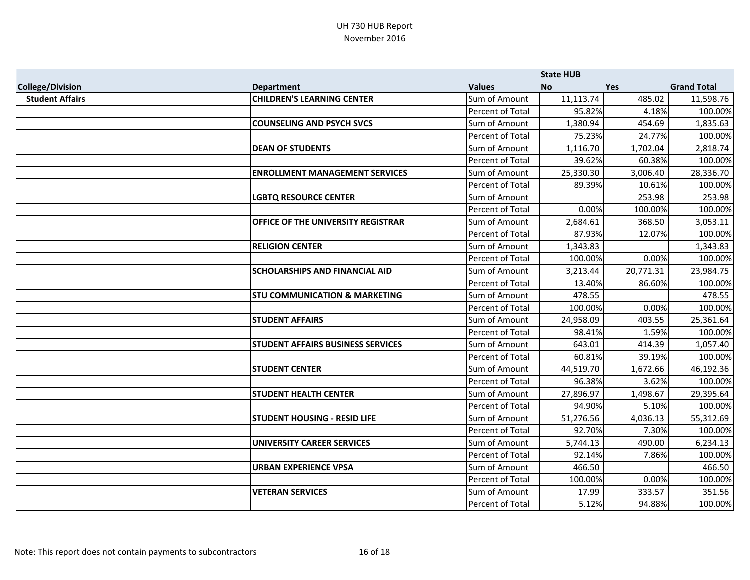UH 730 HUB Report
November 2016

| | | | State HUB | | |
|---|---|---|---|---|---|
| **College/Division** | **Department** | **Values** | **No** | **Yes** | **Grand Total** |
| **Student Affairs** | **CHILDREN'S LEARNING CENTER** | Sum of Amount | 11,113.74 | 485.02 | 11,598.76 |
| | | Percent of Total | 95.82% | 4.18% | 100.00% |
| | **COUNSELING AND PSYCH SVCS** | Sum of Amount | 1,380.94 | 454.69 | 1,835.63 |
| | | Percent of Total | 75.23% | 24.77% | 100.00% |
| | **DEAN OF STUDENTS** | Sum of Amount | 1,116.70 | 1,702.04 | 2,818.74 |
| | | Percent of Total | 39.62% | 60.38% | 100.00% |
| | **ENROLLMENT MANAGEMENT SERVICES** | Sum of Amount | 25,330.30 | 3,006.40 | 28,336.70 |
| | | Percent of Total | 89.39% | 10.61% | 100.00% |
| | **LGBTQ RESOURCE CENTER** | Sum of Amount | | 253.98 | 253.98 |
| | | Percent of Total | 0.00% | 100.00% | 100.00% |
| | **OFFICE OF THE UNIVERSITY REGISTRAR** | Sum of Amount | 2,684.61 | 368.50 | 3,053.11 |
| | | Percent of Total | 87.93% | 12.07% | 100.00% |
| | **RELIGION CENTER** | Sum of Amount | 1,343.83 | | 1,343.83 |
| | | Percent of Total | 100.00% | 0.00% | 100.00% |
| | **SCHOLARSHIPS AND FINANCIAL AID** | Sum of Amount | 3,213.44 | 20,771.31 | 23,984.75 |
| | | Percent of Total | 13.40% | 86.60% | 100.00% |
| | **STU COMMUNICATION & MARKETING** | Sum of Amount | 478.55 | | 478.55 |
| | | Percent of Total | 100.00% | 0.00% | 100.00% |
| | **STUDENT AFFAIRS** | Sum of Amount | 24,958.09 | 403.55 | 25,361.64 |
| | | Percent of Total | 98.41% | 1.59% | 100.00% |
| | **STUDENT AFFAIRS BUSINESS SERVICES** | Sum of Amount | 643.01 | 414.39 | 1,057.40 |
| | | Percent of Total | 60.81% | 39.19% | 100.00% |
| | **STUDENT CENTER** | Sum of Amount | 44,519.70 | 1,672.66 | 46,192.36 |
| | | Percent of Total | 96.38% | 3.62% | 100.00% |
| | **STUDENT HEALTH CENTER** | Sum of Amount | 27,896.97 | 1,498.67 | 29,395.64 |
| | | Percent of Total | 94.90% | 5.10% | 100.00% |
| | **STUDENT HOUSING - RESID LIFE** | Sum of Amount | 51,276.56 | 4,036.13 | 55,312.69 |
| | | Percent of Total | 92.70% | 7.30% | 100.00% |
| | **UNIVERSITY CAREER SERVICES** | Sum of Amount | 5,744.13 | 490.00 | 6,234.13 |
| | | Percent of Total | 92.14% | 7.86% | 100.00% |
| | **URBAN EXPERIENCE VPSA** | Sum of Amount | 466.50 | | 466.50 |
| | | Percent of Total | 100.00% | 0.00% | 100.00% |
| | **VETERAN SERVICES** | Sum of Amount | 17.99 | 333.57 | 351.56 |
| | | Percent of Total | 5.12% | 94.88% | 100.00% |

Note: This report does not contain payments to subcontractors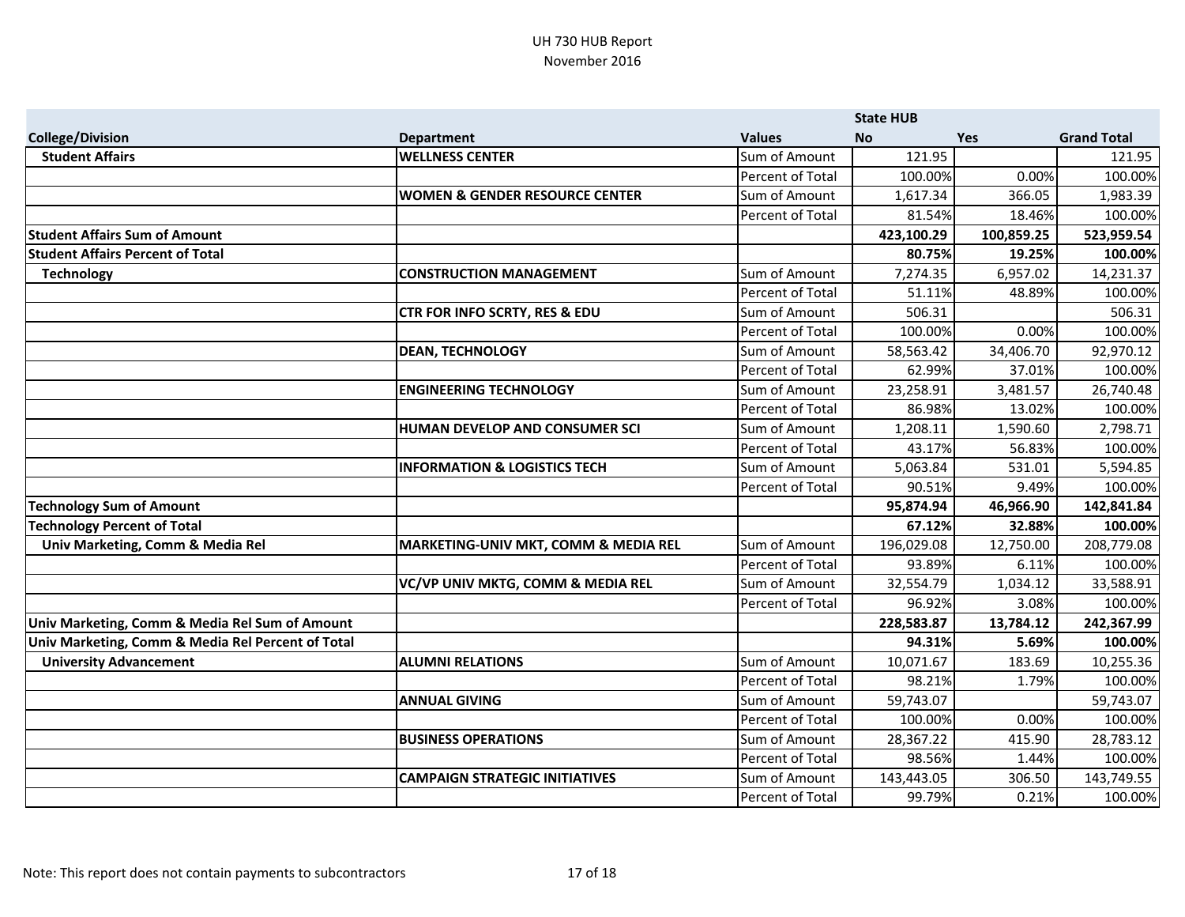UH 730 HUB Report
November 2016

| College/Division | Department | Values | State HUB No | Yes | Grand Total |
|---|---|---|---|---|---|
| **Student Affairs** | **WELLNESS CENTER** | Sum of Amount | 121.95 | | 121.95 |
| | | Percent of Total | 100.00% | 0.00% | 100.00% |
| | **WOMEN & GENDER RESOURCE CENTER** | Sum of Amount | 1,617.34 | 366.05 | 1,983.39 |
| | | Percent of Total | 81.54% | 18.46% | 100.00% |
| **Student Affairs Sum of Amount** | | | **423,100.29** | **100,859.25** | **523,959.54** |
| **Student Affairs Percent of Total** | | | **80.75%** | **19.25%** | **100.00%** |
| **Technology** | **CONSTRUCTION MANAGEMENT** | Sum of Amount | 7,274.35 | 6,957.02 | 14,231.37 |
| | | Percent of Total | 51.11% | 48.89% | 100.00% |
| | **CTR FOR INFO SCRTY, RES & EDU** | Sum of Amount | 506.31 | | 506.31 |
| | | Percent of Total | 100.00% | 0.00% | 100.00% |
| | **DEAN, TECHNOLOGY** | Sum of Amount | 58,563.42 | 34,406.70 | 92,970.12 |
| | | Percent of Total | 62.99% | 37.01% | 100.00% |
| | **ENGINEERING TECHNOLOGY** | Sum of Amount | 23,258.91 | 3,481.57 | 26,740.48 |
| | | Percent of Total | 86.98% | 13.02% | 100.00% |
| | **HUMAN DEVELOP AND CONSUMER SCI** | Sum of Amount | 1,208.11 | 1,590.60 | 2,798.71 |
| | | Percent of Total | 43.17% | 56.83% | 100.00% |
| | **INFORMATION & LOGISTICS TECH** | Sum of Amount | 5,063.84 | 531.01 | 5,594.85 |
| | | Percent of Total | 90.51% | 9.49% | 100.00% |
| **Technology Sum of Amount** | | | **95,874.94** | **46,966.90** | **142,841.84** |
| **Technology Percent of Total** | | | **67.12%** | **32.88%** | **100.00%** |
| **Univ Marketing, Comm & Media Rel** | **MARKETING-UNIV MKT, COMM & MEDIA REL** | Sum of Amount | 196,029.08 | 12,750.00 | 208,779.08 |
| | | Percent of Total | 93.89% | 6.11% | 100.00% |
| | **VC/VP UNIV MKTG, COMM & MEDIA REL** | Sum of Amount | 32,554.79 | 1,034.12 | 33,588.91 |
| | | Percent of Total | 96.92% | 3.08% | 100.00% |
| **Univ Marketing, Comm & Media Rel Sum of Amount** | | | **228,583.87** | **13,784.12** | **242,367.99** |
| **Univ Marketing, Comm & Media Rel Percent of Total** | | | **94.31%** | **5.69%** | **100.00%** |
| **University Advancement** | **ALUMNI RELATIONS** | Sum of Amount | 10,071.67 | 183.69 | 10,255.36 |
| | | Percent of Total | 98.21% | 1.79% | 100.00% |
| | **ANNUAL GIVING** | Sum of Amount | 59,743.07 | | 59,743.07 |
| | | Percent of Total | 100.00% | 0.00% | 100.00% |
| | **BUSINESS OPERATIONS** | Sum of Amount | 28,367.22 | 415.90 | 28,783.12 |
| | | Percent of Total | 98.56% | 1.44% | 100.00% |
| | **CAMPAIGN STRATEGIC INITIATIVES** | Sum of Amount | 143,443.05 | 306.50 | 143,749.55 |
| | | Percent of Total | 99.79% | 0.21% | 100.00% |

Note: This report does not contain payments to subcontractors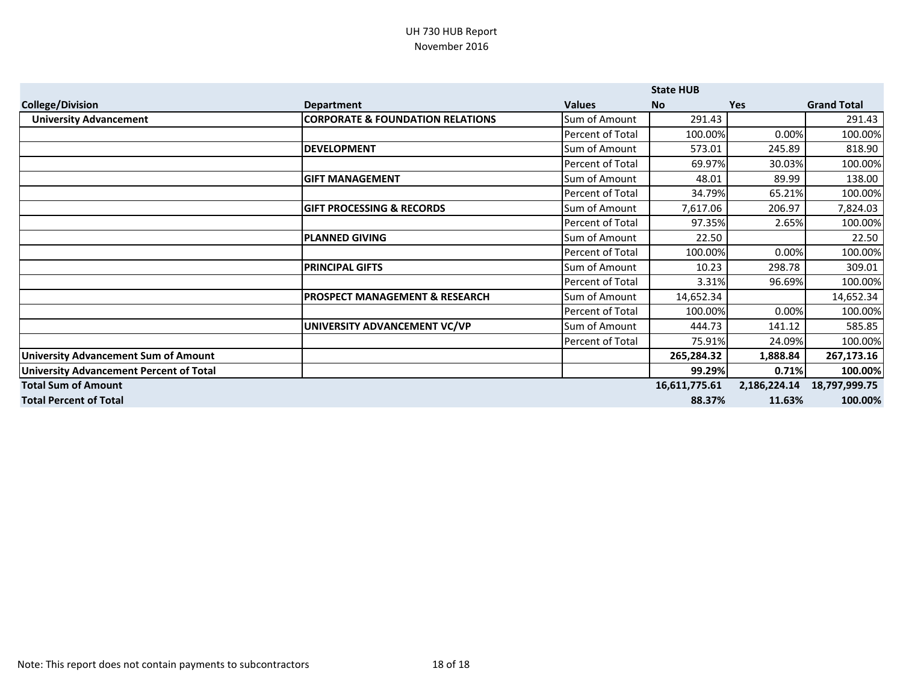UH 730 HUB Report
November 2016

| | | | State HUB | | |
|---|---|---|---|---|---|
| **College/Division** | **Department** | **Values** | **No** | **Yes** | **Grand Total** |
| **University Advancement** | **CORPORATE & FOUNDATION RELATIONS** | Sum of Amount | 291.43 | | 291.43 |
| | | Percent of Total | 100.00% | 0.00% | 100.00% |
| | **DEVELOPMENT** | Sum of Amount | 573.01 | 245.89 | 818.90 |
| | | Percent of Total | 69.97% | 30.03% | 100.00% |
| | **GIFT MANAGEMENT** | Sum of Amount | 48.01 | 89.99 | 138.00 |
| | | Percent of Total | 34.79% | 65.21% | 100.00% |
| | **GIFT PROCESSING & RECORDS** | Sum of Amount | 7,617.06 | 206.97 | 7,824.03 |
| | | Percent of Total | 97.35% | 2.65% | 100.00% |
| | **PLANNED GIVING** | Sum of Amount | 22.50 | | 22.50 |
| | | Percent of Total | 100.00% | 0.00% | 100.00% |
| | **PRINCIPAL GIFTS** | Sum of Amount | 10.23 | 298.78 | 309.01 |
| | | Percent of Total | 3.31% | 96.69% | 100.00% |
| | **PROSPECT MANAGEMENT & RESEARCH** | Sum of Amount | 14,652.34 | | 14,652.34 |
| | | Percent of Total | 100.00% | 0.00% | 100.00% |
| | **UNIVERSITY ADVANCEMENT VC/VP** | Sum of Amount | 444.73 | 141.12 | 585.85 |
| | | Percent of Total | 75.91% | 24.09% | 100.00% |
| **University Advancement Sum of Amount** | | | **265,284.32** | **1,888.84** | **267,173.16** |
| **University Advancement Percent of Total** | | | **99.29%** | **0.71%** | **100.00%** |
| **Total Sum of Amount** | | | **16,611,775.61** | **2,186,224.14** | **18,797,999.75** |
| **Total Percent of Total** | | | **88.37%** | **11.63%** | **100.00%** |

Note: This report does not contain payments to subcontractors